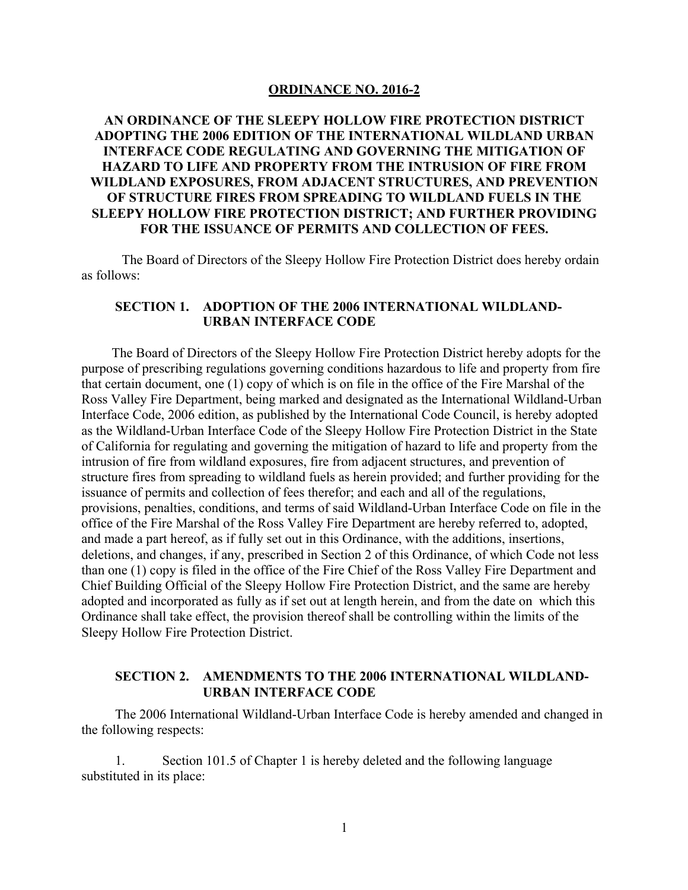**ORDINANCE NO. 2016-2**

**AN ORDINANCE OF THE SLEEPY HOLLOW FIRE PROTECTION DISTRICT ADOPTING THE 2006 EDITION OF THE INTERNATIONAL WILDLAND URBAN INTERFACE CODE REGULATING AND GOVERNING THE MITIGATION OF HAZARD TO LIFE AND PROPERTY FROM THE INTRUSION OF FIRE FROM WILDLAND EXPOSURES, FROM ADJACENT STRUCTURES, AND PREVENTION OF STRUCTURE FIRES FROM SPREADING TO WILDLAND FUELS IN THE SLEEPY HOLLOW FIRE PROTECTION DISTRICT; AND FURTHER PROVIDING FOR THE ISSUANCE OF PERMITS AND COLLECTION OF FEES.**

The Board of Directors of the Sleepy Hollow Fire Protection District does hereby ordain as follows:

## SECTION 1. ADOPTION OF THE 2006 INTERNATIONAL WILDLAND-URBAN INTERFACE CODE

The Board of Directors of the Sleepy Hollow Fire Protection District hereby adopts for the purpose of prescribing regulations governing conditions hazardous to life and property from fire that certain document, one (1) copy of which is on file in the office of the Fire Marshal of the Ross Valley Fire Department, being marked and designated as the International Wildland-Urban Interface Code, 2006 edition, as published by the International Code Council, is hereby adopted as the Wildland-Urban Interface Code of the Sleepy Hollow Fire Protection District in the State of California for regulating and governing the mitigation of hazard to life and property from the intrusion of fire from wildland exposures, fire from adjacent structures, and prevention of structure fires from spreading to wildland fuels as herein provided; and further providing for the issuance of permits and collection of fees therefor; and each and all of the regulations, provisions, penalties, conditions, and terms of said Wildland-Urban Interface Code on file in the office of the Fire Marshal of the Ross Valley Fire Department are hereby referred to, adopted, and made a part hereof, as if fully set out in this Ordinance, with the additions, insertions, deletions, and changes, if any, prescribed in Section 2 of this Ordinance, of which Code not less than one (1) copy is filed in the office of the Fire Chief of the Ross Valley Fire Department and Chief Building Official of the Sleepy Hollow Fire Protection District, and the same are hereby adopted and incorporated as fully as if set out at length herein, and from the date on which this Ordinance shall take effect, the provision thereof shall be controlling within the limits of the Sleepy Hollow Fire Protection District.

## SECTION 2. AMENDMENTS TO THE 2006 INTERNATIONAL WILDLAND-URBAN INTERFACE CODE

The 2006 International Wildland-Urban Interface Code is hereby amended and changed in the following respects:

1. Section 101.5 of Chapter 1 is hereby deleted and the following language substituted in its place: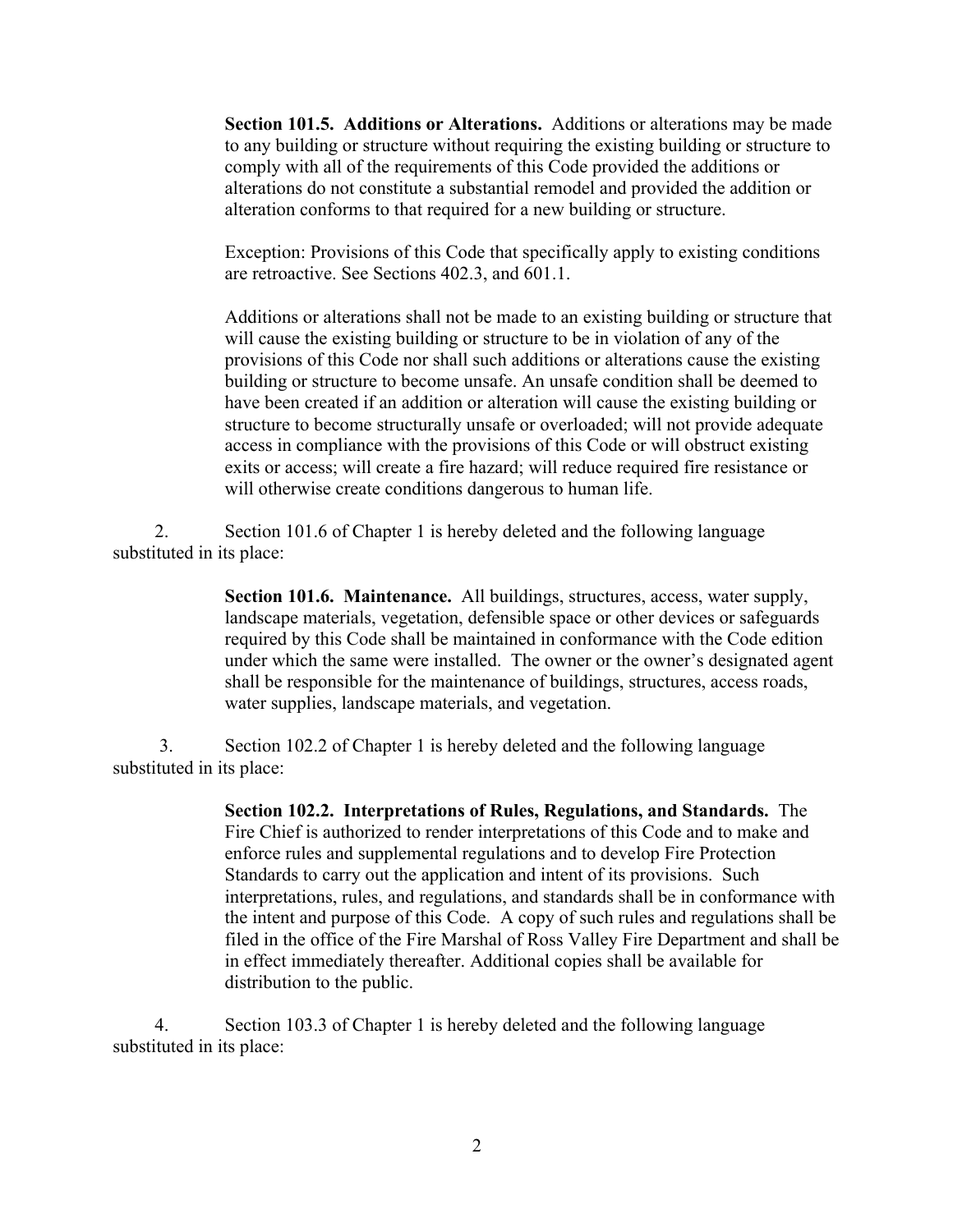**Section 101.5. Additions or Alterations.** Additions or alterations may be made to any building or structure without requiring the existing building or structure to comply with all of the requirements of this Code provided the additions or alterations do not constitute a substantial remodel and provided the addition or alteration conforms to that required for a new building or structure.

Exception: Provisions of this Code that specifically apply to existing conditions are retroactive. See Sections 402.3, and 601.1.

Additions or alterations shall not be made to an existing building or structure that will cause the existing building or structure to be in violation of any of the provisions of this Code nor shall such additions or alterations cause the existing building or structure to become unsafe. An unsafe condition shall be deemed to have been created if an addition or alteration will cause the existing building or structure to become structurally unsafe or overloaded; will not provide adequate access in compliance with the provisions of this Code or will obstruct existing exits or access; will create a fire hazard; will reduce required fire resistance or will otherwise create conditions dangerous to human life.

2. Section 101.6 of Chapter 1 is hereby deleted and the following language substituted in its place:

**Section 101.6. Maintenance.** All buildings, structures, access, water supply, landscape materials, vegetation, defensible space or other devices or safeguards required by this Code shall be maintained in conformance with the Code edition under which the same were installed. The owner or the owner's designated agent shall be responsible for the maintenance of buildings, structures, access roads, water supplies, landscape materials, and vegetation.

3. Section 102.2 of Chapter 1 is hereby deleted and the following language substituted in its place:

**Section 102.2. Interpretations of Rules, Regulations, and Standards.** The Fire Chief is authorized to render interpretations of this Code and to make and enforce rules and supplemental regulations and to develop Fire Protection Standards to carry out the application and intent of its provisions. Such interpretations, rules, and regulations, and standards shall be in conformance with the intent and purpose of this Code. A copy of such rules and regulations shall be filed in the office of the Fire Marshal of Ross Valley Fire Department and shall be in effect immediately thereafter. Additional copies shall be available for distribution to the public.

4. Section 103.3 of Chapter 1 is hereby deleted and the following language substituted in its place: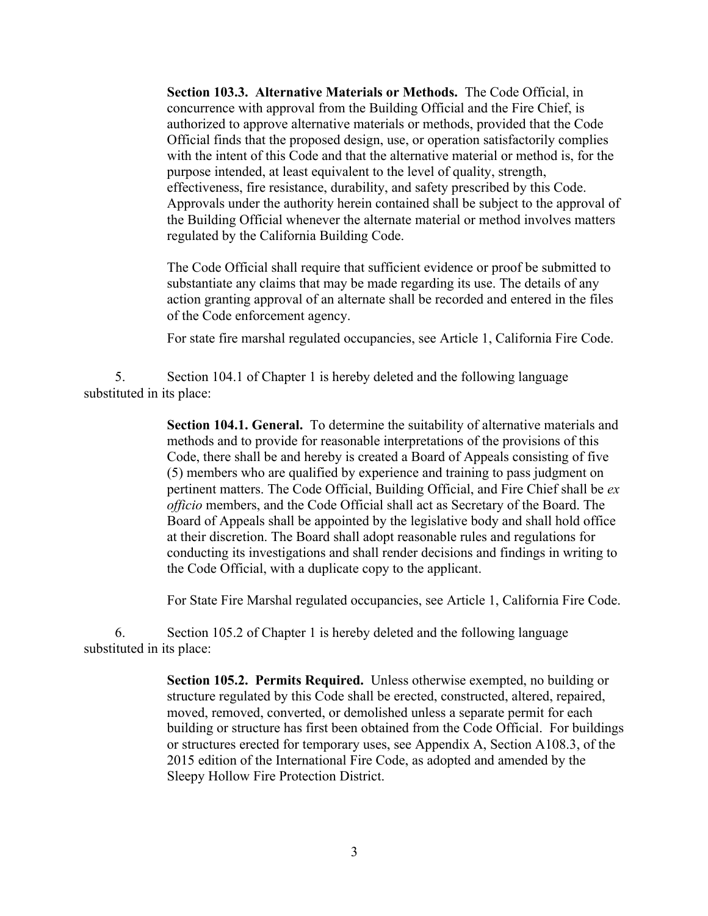**Section 103.3. Alternative Materials or Methods.** The Code Official, in concurrence with approval from the Building Official and the Fire Chief, is authorized to approve alternative materials or methods, provided that the Code Official finds that the proposed design, use, or operation satisfactorily complies with the intent of this Code and that the alternative material or method is, for the purpose intended, at least equivalent to the level of quality, strength, effectiveness, fire resistance, durability, and safety prescribed by this Code. Approvals under the authority herein contained shall be subject to the approval of the Building Official whenever the alternate material or method involves matters regulated by the California Building Code.

The Code Official shall require that sufficient evidence or proof be submitted to substantiate any claims that may be made regarding its use. The details of any action granting approval of an alternate shall be recorded and entered in the files of the Code enforcement agency.

For state fire marshal regulated occupancies, see Article 1, California Fire Code.

5. Section 104.1 of Chapter 1 is hereby deleted and the following language substituted in its place:

**Section 104.1. General.** To determine the suitability of alternative materials and methods and to provide for reasonable interpretations of the provisions of this Code, there shall be and hereby is created a Board of Appeals consisting of five (5) members who are qualified by experience and training to pass judgment on pertinent matters. The Code Official, Building Official, and Fire Chief shall be *ex officio* members, and the Code Official shall act as Secretary of the Board. The Board of Appeals shall be appointed by the legislative body and shall hold office at their discretion. The Board shall adopt reasonable rules and regulations for conducting its investigations and shall render decisions and findings in writing to the Code Official, with a duplicate copy to the applicant.

For State Fire Marshal regulated occupancies, see Article 1, California Fire Code.

6. Section 105.2 of Chapter 1 is hereby deleted and the following language substituted in its place:

**Section 105.2. Permits Required.** Unless otherwise exempted, no building or structure regulated by this Code shall be erected, constructed, altered, repaired, moved, removed, converted, or demolished unless a separate permit for each building or structure has first been obtained from the Code Official. For buildings or structures erected for temporary uses, see Appendix A, Section A108.3, of the 2015 edition of the International Fire Code, as adopted and amended by the Sleepy Hollow Fire Protection District.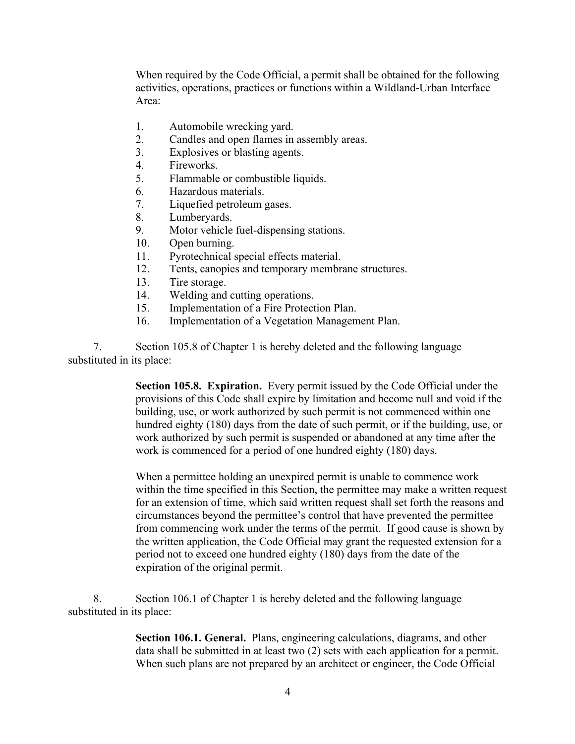When required by the Code Official, a permit shall be obtained for the following activities, operations, practices or functions within a Wildland-Urban Interface Area:

1. Automobile wrecking yard.
2. Candles and open flames in assembly areas.
3. Explosives or blasting agents.
4. Fireworks.
5. Flammable or combustible liquids.
6. Hazardous materials.
7. Liquefied petroleum gases.
8. Lumberyards.
9. Motor vehicle fuel-dispensing stations.
10. Open burning.
11. Pyrotechnical special effects material.
12. Tents, canopies and temporary membrane structures.
13. Tire storage.
14. Welding and cutting operations.
15. Implementation of a Fire Protection Plan.
16. Implementation of a Vegetation Management Plan.

7. Section 105.8 of Chapter 1 is hereby deleted and the following language substituted in its place:

> **Section 105.8. Expiration.** Every permit issued by the Code Official under the provisions of this Code shall expire by limitation and become null and void if the building, use, or work authorized by such permit is not commenced within one hundred eighty (180) days from the date of such permit, or if the building, use, or work authorized by such permit is suspended or abandoned at any time after the work is commenced for a period of one hundred eighty (180) days.
>
> When a permittee holding an unexpired permit is unable to commence work within the time specified in this Section, the permittee may make a written request for an extension of time, which said written request shall set forth the reasons and circumstances beyond the permittee's control that have prevented the permittee from commencing work under the terms of the permit. If good cause is shown by the written application, the Code Official may grant the requested extension for a period not to exceed one hundred eighty (180) days from the date of the expiration of the original permit.

8. Section 106.1 of Chapter 1 is hereby deleted and the following language substituted in its place:

> **Section 106.1. General.** Plans, engineering calculations, diagrams, and other data shall be submitted in at least two (2) sets with each application for a permit. When such plans are not prepared by an architect or engineer, the Code Official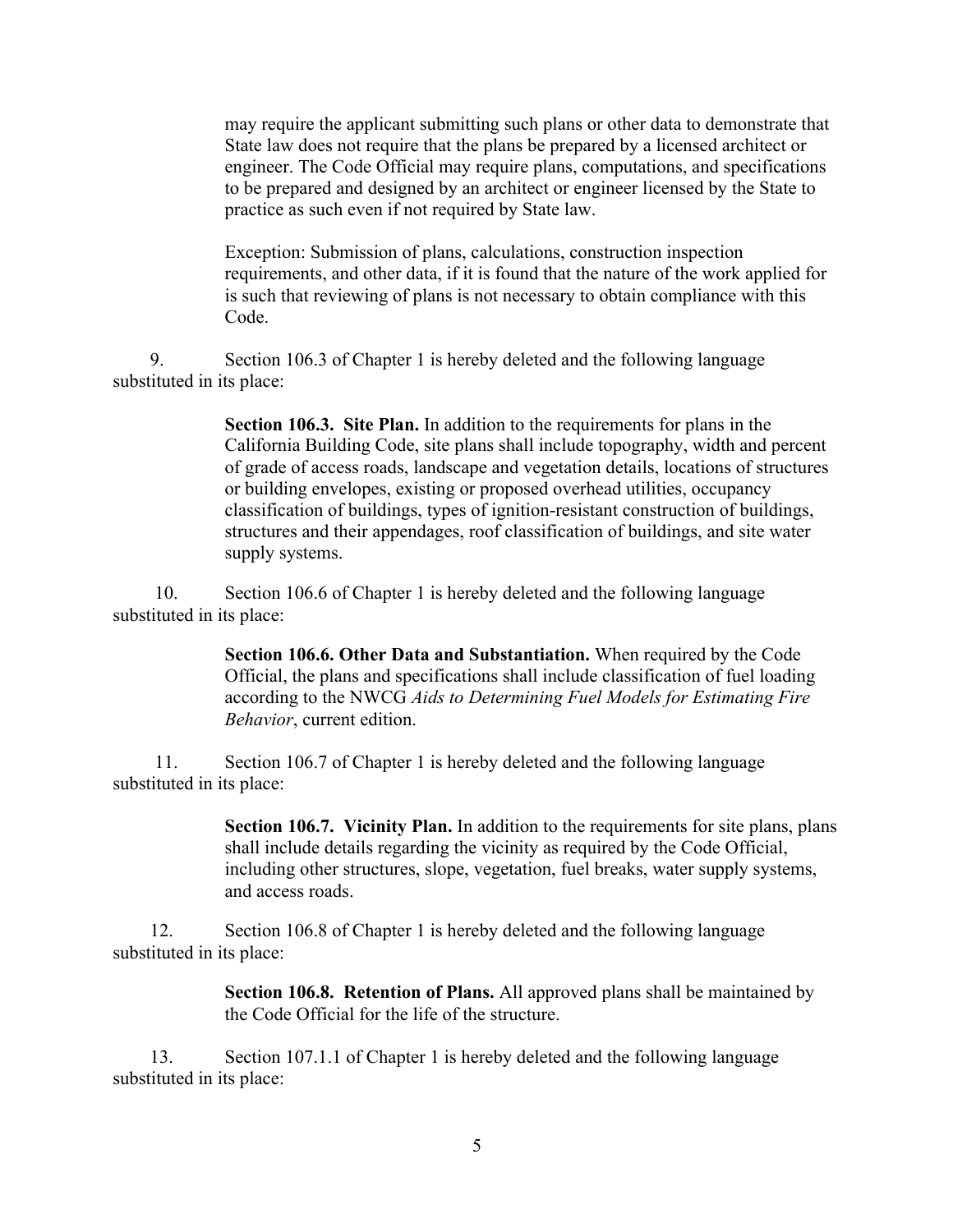may require the applicant submitting such plans or other data to demonstrate that State law does not require that the plans be prepared by a licensed architect or engineer. The Code Official may require plans, computations, and specifications to be prepared and designed by an architect or engineer licensed by the State to practice as such even if not required by State law.

Exception: Submission of plans, calculations, construction inspection requirements, and other data, if it is found that the nature of the work applied for is such that reviewing of plans is not necessary to obtain compliance with this Code.

9. Section 106.3 of Chapter 1 is hereby deleted and the following language substituted in its place:

> **Section 106.3. Site Plan.** In addition to the requirements for plans in the California Building Code, site plans shall include topography, width and percent of grade of access roads, landscape and vegetation details, locations of structures or building envelopes, existing or proposed overhead utilities, occupancy classification of buildings, types of ignition-resistant construction of buildings, structures and their appendages, roof classification of buildings, and site water supply systems.

10. Section 106.6 of Chapter 1 is hereby deleted and the following language substituted in its place:

> **Section 106.6. Other Data and Substantiation.** When required by the Code Official, the plans and specifications shall include classification of fuel loading according to the NWCG *Aids to Determining Fuel Models for Estimating Fire Behavior*, current edition.

11. Section 106.7 of Chapter 1 is hereby deleted and the following language substituted in its place:

> **Section 106.7. Vicinity Plan.** In addition to the requirements for site plans, plans shall include details regarding the vicinity as required by the Code Official, including other structures, slope, vegetation, fuel breaks, water supply systems, and access roads.

12. Section 106.8 of Chapter 1 is hereby deleted and the following language substituted in its place:

> **Section 106.8. Retention of Plans.** All approved plans shall be maintained by the Code Official for the life of the structure.

13. Section 107.1.1 of Chapter 1 is hereby deleted and the following language substituted in its place: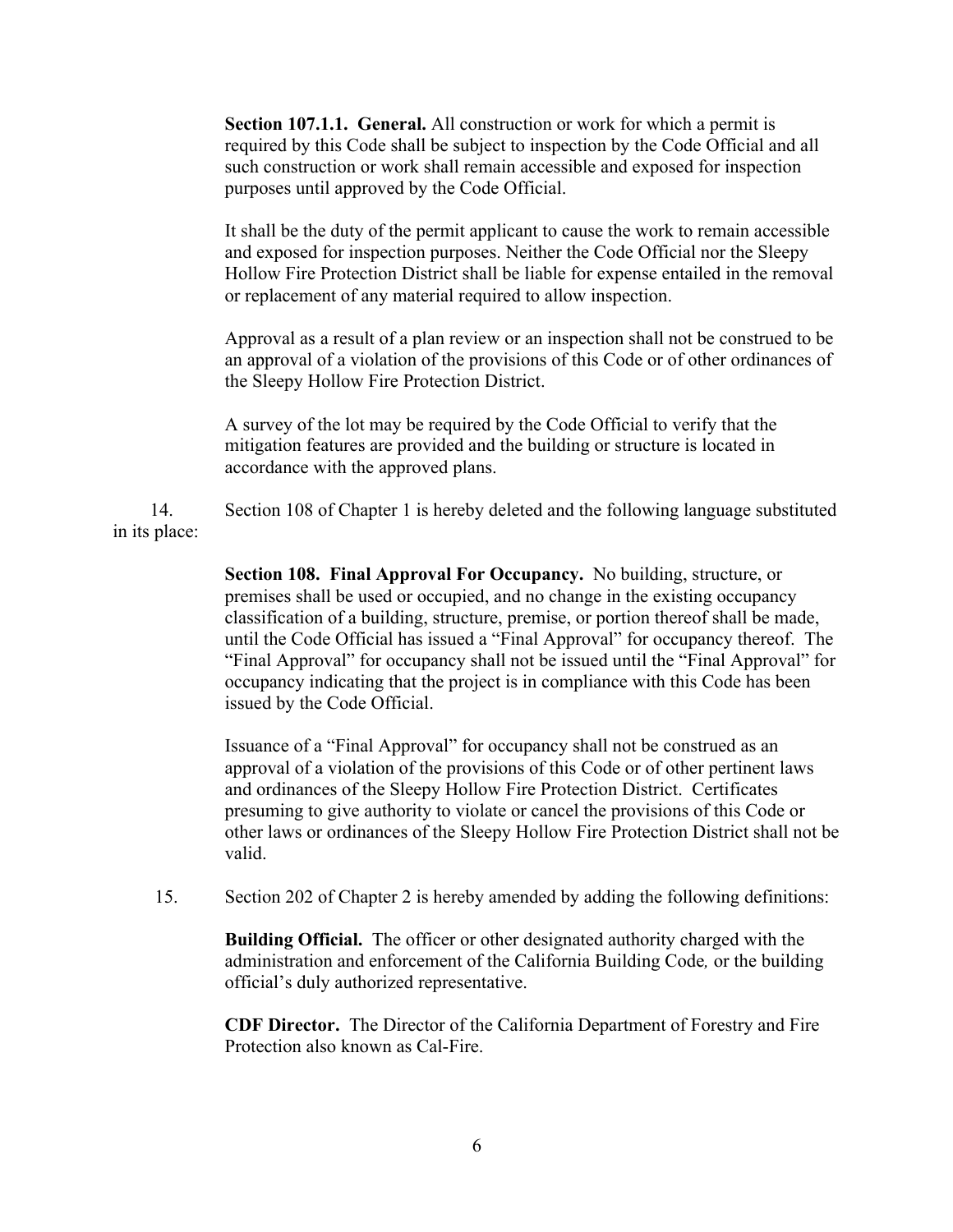**Section 107.1.1. General.** All construction or work for which a permit is required by this Code shall be subject to inspection by the Code Official and all such construction or work shall remain accessible and exposed for inspection purposes until approved by the Code Official.

It shall be the duty of the permit applicant to cause the work to remain accessible and exposed for inspection purposes. Neither the Code Official nor the Sleepy Hollow Fire Protection District shall be liable for expense entailed in the removal or replacement of any material required to allow inspection.

Approval as a result of a plan review or an inspection shall not be construed to be an approval of a violation of the provisions of this Code or of other ordinances of the Sleepy Hollow Fire Protection District.

A survey of the lot may be required by the Code Official to verify that the mitigation features are provided and the building or structure is located in accordance with the approved plans.

14. Section 108 of Chapter 1 is hereby deleted and the following language substituted in its place:

**Section 108. Final Approval For Occupancy.** No building, structure, or premises shall be used or occupied, and no change in the existing occupancy classification of a building, structure, premise, or portion thereof shall be made, until the Code Official has issued a "Final Approval" for occupancy thereof. The "Final Approval" for occupancy shall not be issued until the "Final Approval" for occupancy indicating that the project is in compliance with this Code has been issued by the Code Official.

Issuance of a "Final Approval" for occupancy shall not be construed as an approval of a violation of the provisions of this Code or of other pertinent laws and ordinances of the Sleepy Hollow Fire Protection District. Certificates presuming to give authority to violate or cancel the provisions of this Code or other laws or ordinances of the Sleepy Hollow Fire Protection District shall not be valid.

15. Section 202 of Chapter 2 is hereby amended by adding the following definitions:

**Building Official.** The officer or other designated authority charged with the administration and enforcement of the California Building Code*,* or the building official's duly authorized representative.

**CDF Director.** The Director of the California Department of Forestry and Fire Protection also known as Cal-Fire.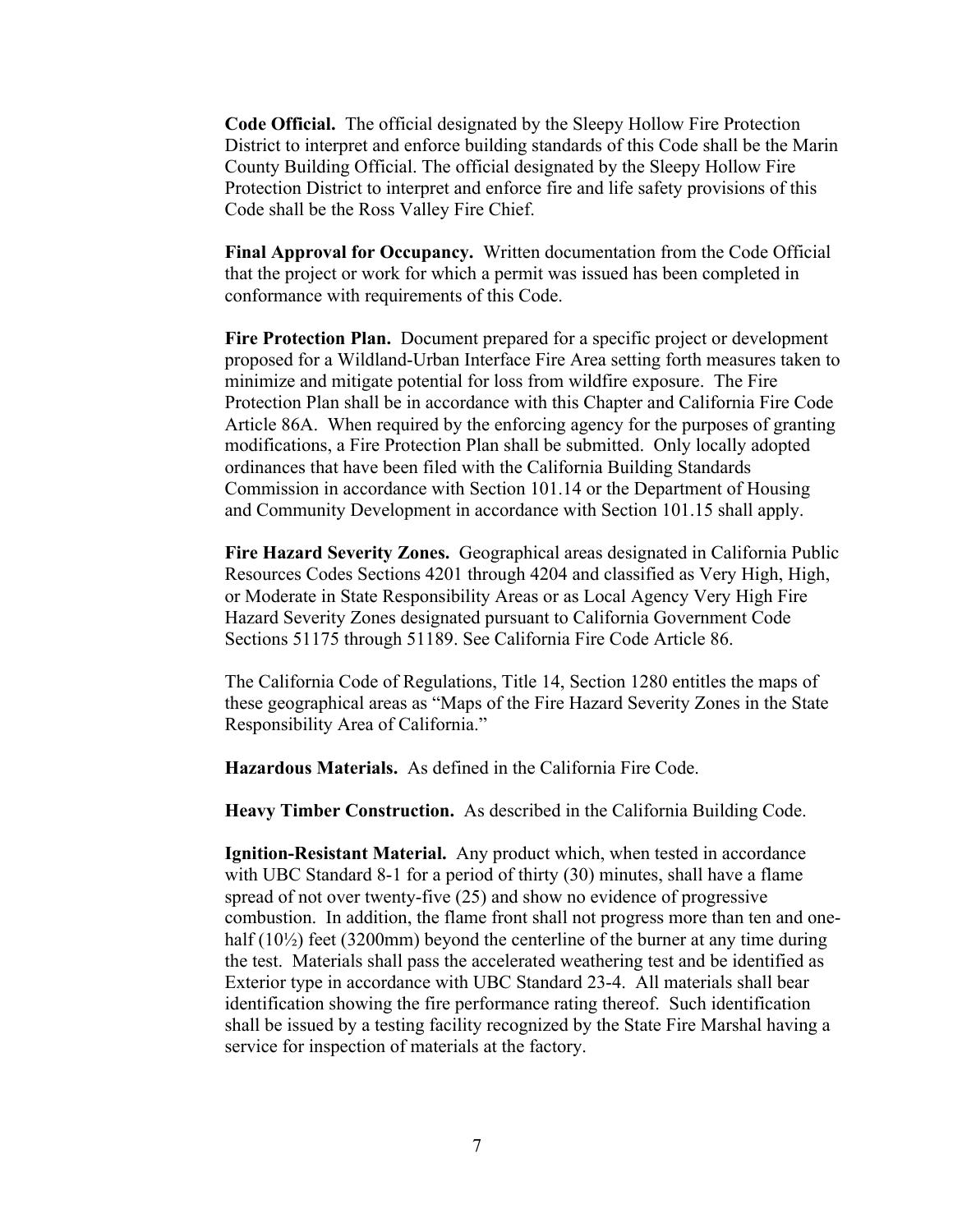**Code Official.** The official designated by the Sleepy Hollow Fire Protection District to interpret and enforce building standards of this Code shall be the Marin County Building Official. The official designated by the Sleepy Hollow Fire Protection District to interpret and enforce fire and life safety provisions of this Code shall be the Ross Valley Fire Chief.

**Final Approval for Occupancy.** Written documentation from the Code Official that the project or work for which a permit was issued has been completed in conformance with requirements of this Code.

**Fire Protection Plan.** Document prepared for a specific project or development proposed for a Wildland-Urban Interface Fire Area setting forth measures taken to minimize and mitigate potential for loss from wildfire exposure. The Fire Protection Plan shall be in accordance with this Chapter and California Fire Code Article 86A. When required by the enforcing agency for the purposes of granting modifications, a Fire Protection Plan shall be submitted. Only locally adopted ordinances that have been filed with the California Building Standards Commission in accordance with Section 101.14 or the Department of Housing and Community Development in accordance with Section 101.15 shall apply.

**Fire Hazard Severity Zones.** Geographical areas designated in California Public Resources Codes Sections 4201 through 4204 and classified as Very High, High, or Moderate in State Responsibility Areas or as Local Agency Very High Fire Hazard Severity Zones designated pursuant to California Government Code Sections 51175 through 51189. See California Fire Code Article 86.

The California Code of Regulations, Title 14, Section 1280 entitles the maps of these geographical areas as "Maps of the Fire Hazard Severity Zones in the State Responsibility Area of California."

**Hazardous Materials.** As defined in the California Fire Code.

**Heavy Timber Construction.** As described in the California Building Code.

**Ignition-Resistant Material.** Any product which, when tested in accordance with UBC Standard 8-1 for a period of thirty (30) minutes, shall have a flame spread of not over twenty-five (25) and show no evidence of progressive combustion. In addition, the flame front shall not progress more than ten and one-half (10½) feet (3200mm) beyond the centerline of the burner at any time during the test. Materials shall pass the accelerated weathering test and be identified as Exterior type in accordance with UBC Standard 23-4. All materials shall bear identification showing the fire performance rating thereof. Such identification shall be issued by a testing facility recognized by the State Fire Marshal having a service for inspection of materials at the factory.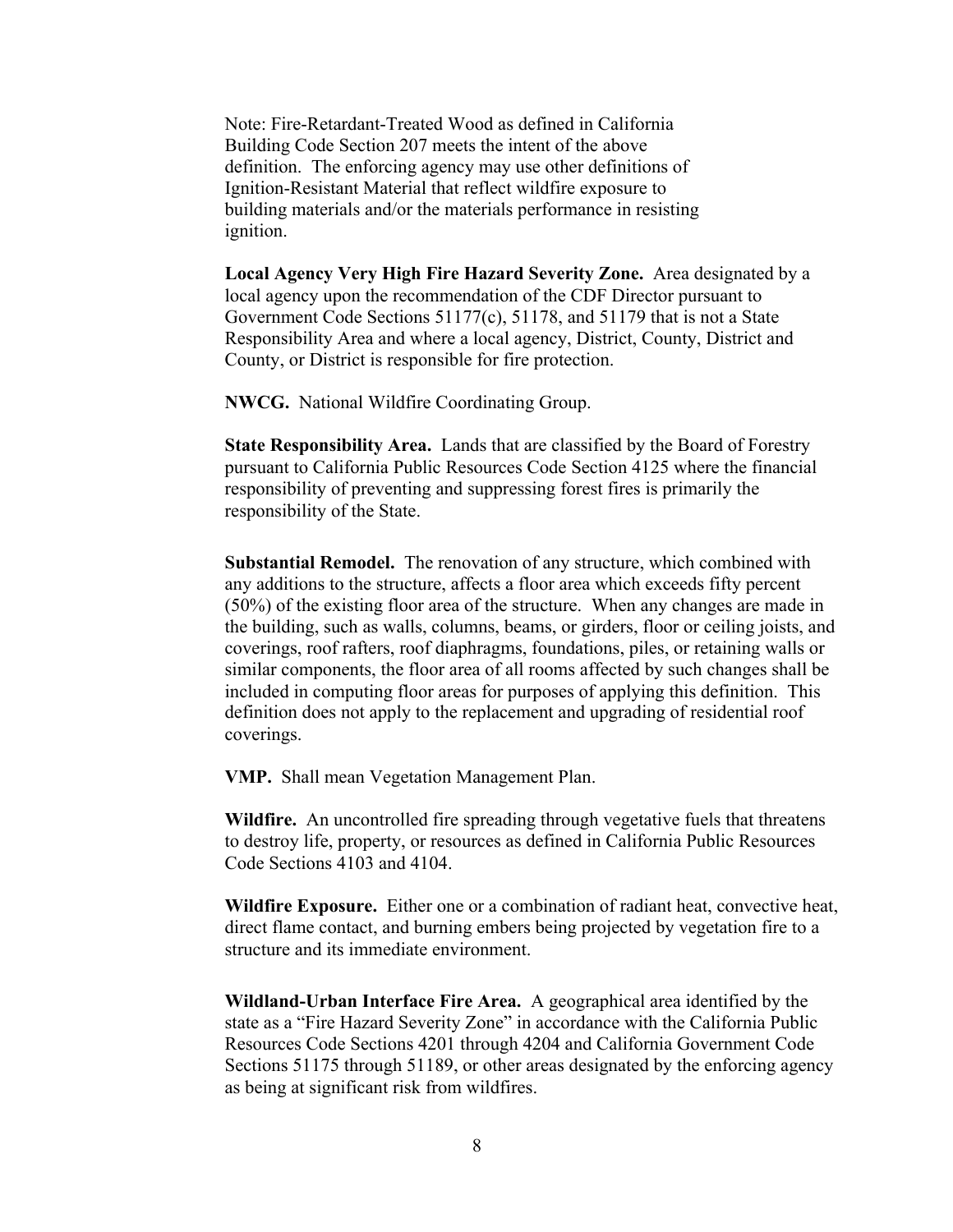Note: Fire-Retardant-Treated Wood as defined in California Building Code Section 207 meets the intent of the above definition. The enforcing agency may use other definitions of Ignition-Resistant Material that reflect wildfire exposure to building materials and/or the materials performance in resisting ignition.

**Local Agency Very High Fire Hazard Severity Zone.** Area designated by a local agency upon the recommendation of the CDF Director pursuant to Government Code Sections 51177(c), 51178, and 51179 that is not a State Responsibility Area and where a local agency, District, County, District and County, or District is responsible for fire protection.

**NWCG.** National Wildfire Coordinating Group.

**State Responsibility Area.** Lands that are classified by the Board of Forestry pursuant to California Public Resources Code Section 4125 where the financial responsibility of preventing and suppressing forest fires is primarily the responsibility of the State.

**Substantial Remodel.** The renovation of any structure, which combined with any additions to the structure, affects a floor area which exceeds fifty percent (50%) of the existing floor area of the structure. When any changes are made in the building, such as walls, columns, beams, or girders, floor or ceiling joists, and coverings, roof rafters, roof diaphragms, foundations, piles, or retaining walls or similar components, the floor area of all rooms affected by such changes shall be included in computing floor areas for purposes of applying this definition. This definition does not apply to the replacement and upgrading of residential roof coverings.

**VMP.** Shall mean Vegetation Management Plan.

**Wildfire.** An uncontrolled fire spreading through vegetative fuels that threatens to destroy life, property, or resources as defined in California Public Resources Code Sections 4103 and 4104.

**Wildfire Exposure.** Either one or a combination of radiant heat, convective heat, direct flame contact, and burning embers being projected by vegetation fire to a structure and its immediate environment.

**Wildland-Urban Interface Fire Area.** A geographical area identified by the state as a "Fire Hazard Severity Zone" in accordance with the California Public Resources Code Sections 4201 through 4204 and California Government Code Sections 51175 through 51189, or other areas designated by the enforcing agency as being at significant risk from wildfires.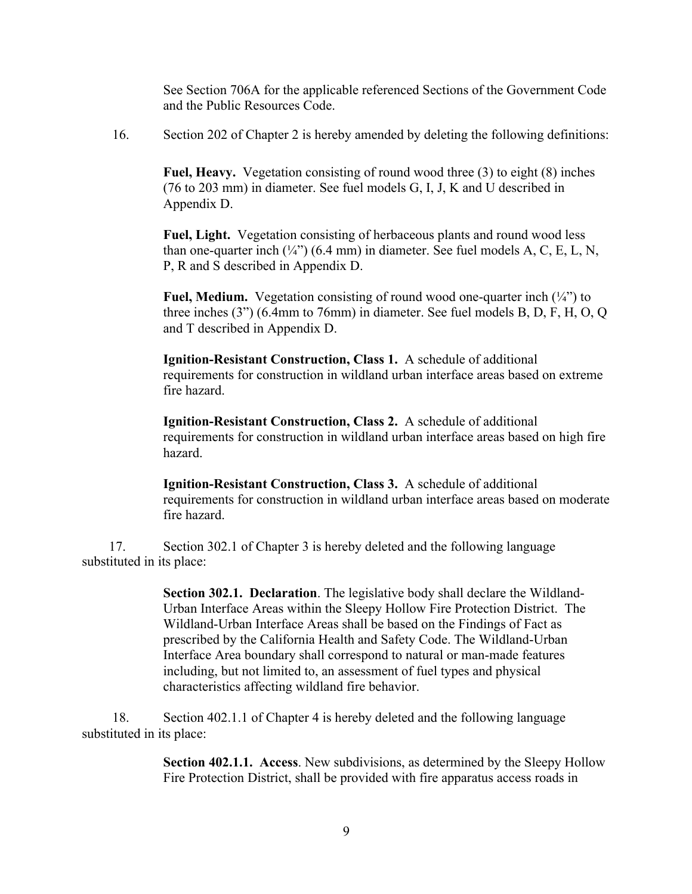See Section 706A for the applicable referenced Sections of the Government Code and the Public Resources Code.

16. Section 202 of Chapter 2 is hereby amended by deleting the following definitions:

> **Fuel, Heavy.** Vegetation consisting of round wood three (3) to eight (8) inches (76 to 203 mm) in diameter. See fuel models G, I, J, K and U described in Appendix D.
>
> **Fuel, Light.** Vegetation consisting of herbaceous plants and round wood less than one-quarter inch (¼") (6.4 mm) in diameter. See fuel models A, C, E, L, N, P, R and S described in Appendix D.
>
> **Fuel, Medium.** Vegetation consisting of round wood one-quarter inch (¼") to three inches (3") (6.4mm to 76mm) in diameter. See fuel models B, D, F, H, O, Q and T described in Appendix D.
>
> **Ignition-Resistant Construction, Class 1.** A schedule of additional requirements for construction in wildland urban interface areas based on extreme fire hazard.
>
> **Ignition-Resistant Construction, Class 2.** A schedule of additional requirements for construction in wildland urban interface areas based on high fire hazard.
>
> **Ignition-Resistant Construction, Class 3.** A schedule of additional requirements for construction in wildland urban interface areas based on moderate fire hazard.

17. Section 302.1 of Chapter 3 is hereby deleted and the following language substituted in its place:

> **Section 302.1. Declaration**. The legislative body shall declare the Wildland-Urban Interface Areas within the Sleepy Hollow Fire Protection District. The Wildland-Urban Interface Areas shall be based on the Findings of Fact as prescribed by the California Health and Safety Code. The Wildland-Urban Interface Area boundary shall correspond to natural or man-made features including, but not limited to, an assessment of fuel types and physical characteristics affecting wildland fire behavior.

18. Section 402.1.1 of Chapter 4 is hereby deleted and the following language substituted in its place:

> **Section 402.1.1. Access**. New subdivisions, as determined by the Sleepy Hollow Fire Protection District, shall be provided with fire apparatus access roads in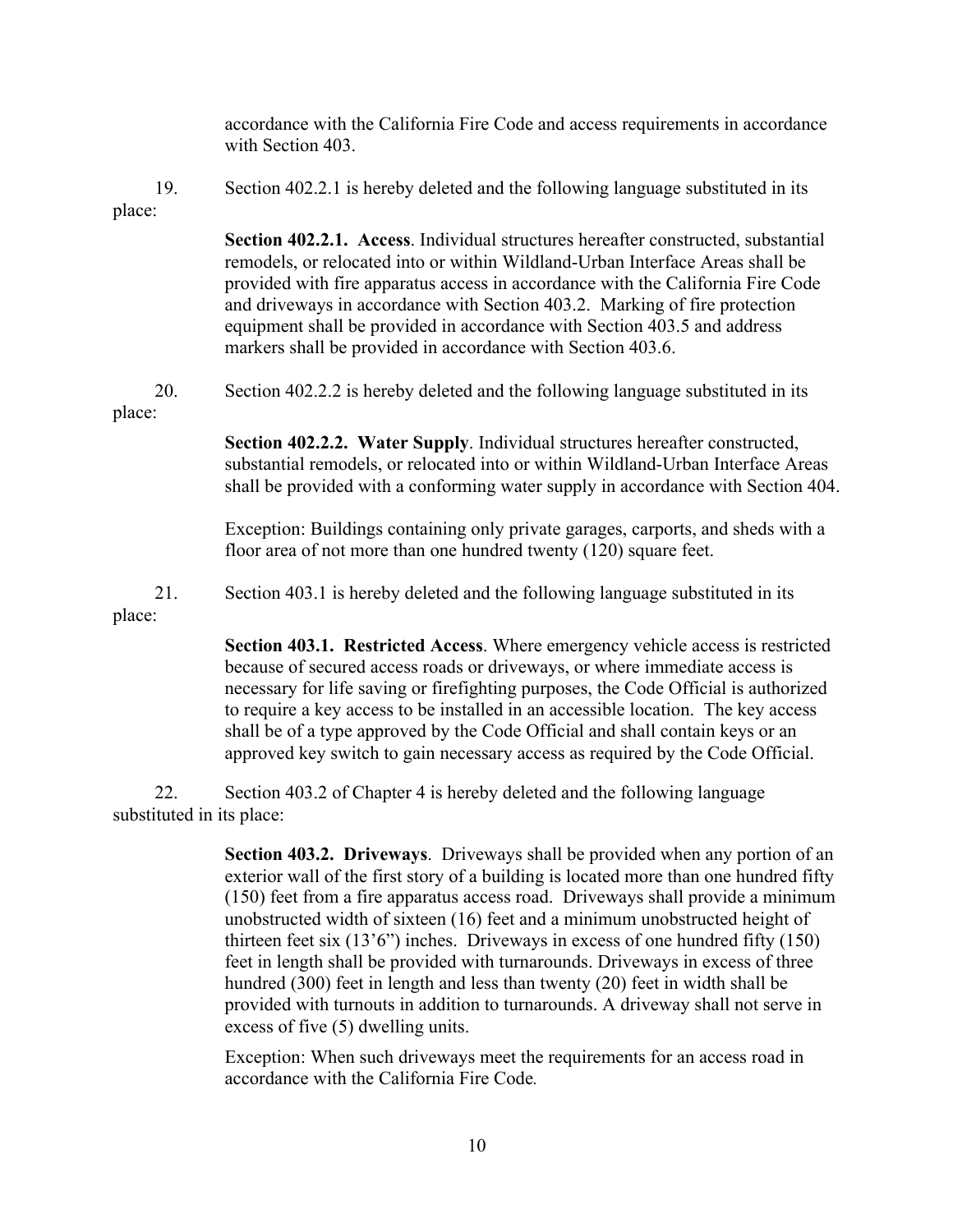accordance with the California Fire Code and access requirements in accordance with Section 403.

19. Section 402.2.1 is hereby deleted and the following language substituted in its place:

> **Section 402.2.1. Access**. Individual structures hereafter constructed, substantial remodels, or relocated into or within Wildland-Urban Interface Areas shall be provided with fire apparatus access in accordance with the California Fire Code and driveways in accordance with Section 403.2. Marking of fire protection equipment shall be provided in accordance with Section 403.5 and address markers shall be provided in accordance with Section 403.6.

20. Section 402.2.2 is hereby deleted and the following language substituted in its place:

> **Section 402.2.2. Water Supply**. Individual structures hereafter constructed, substantial remodels, or relocated into or within Wildland-Urban Interface Areas shall be provided with a conforming water supply in accordance with Section 404.
>
> Exception: Buildings containing only private garages, carports, and sheds with a floor area of not more than one hundred twenty (120) square feet.

21. Section 403.1 is hereby deleted and the following language substituted in its place:

> **Section 403.1. Restricted Access**. Where emergency vehicle access is restricted because of secured access roads or driveways, or where immediate access is necessary for life saving or firefighting purposes, the Code Official is authorized to require a key access to be installed in an accessible location. The key access shall be of a type approved by the Code Official and shall contain keys or an approved key switch to gain necessary access as required by the Code Official.

22. Section 403.2 of Chapter 4 is hereby deleted and the following language substituted in its place:

> **Section 403.2. Driveways**. Driveways shall be provided when any portion of an exterior wall of the first story of a building is located more than one hundred fifty (150) feet from a fire apparatus access road. Driveways shall provide a minimum unobstructed width of sixteen (16) feet and a minimum unobstructed height of thirteen feet six (13'6") inches. Driveways in excess of one hundred fifty (150) feet in length shall be provided with turnarounds. Driveways in excess of three hundred (300) feet in length and less than twenty (20) feet in width shall be provided with turnouts in addition to turnarounds. A driveway shall not serve in excess of five (5) dwelling units.
>
> Exception: When such driveways meet the requirements for an access road in accordance with the California Fire Code.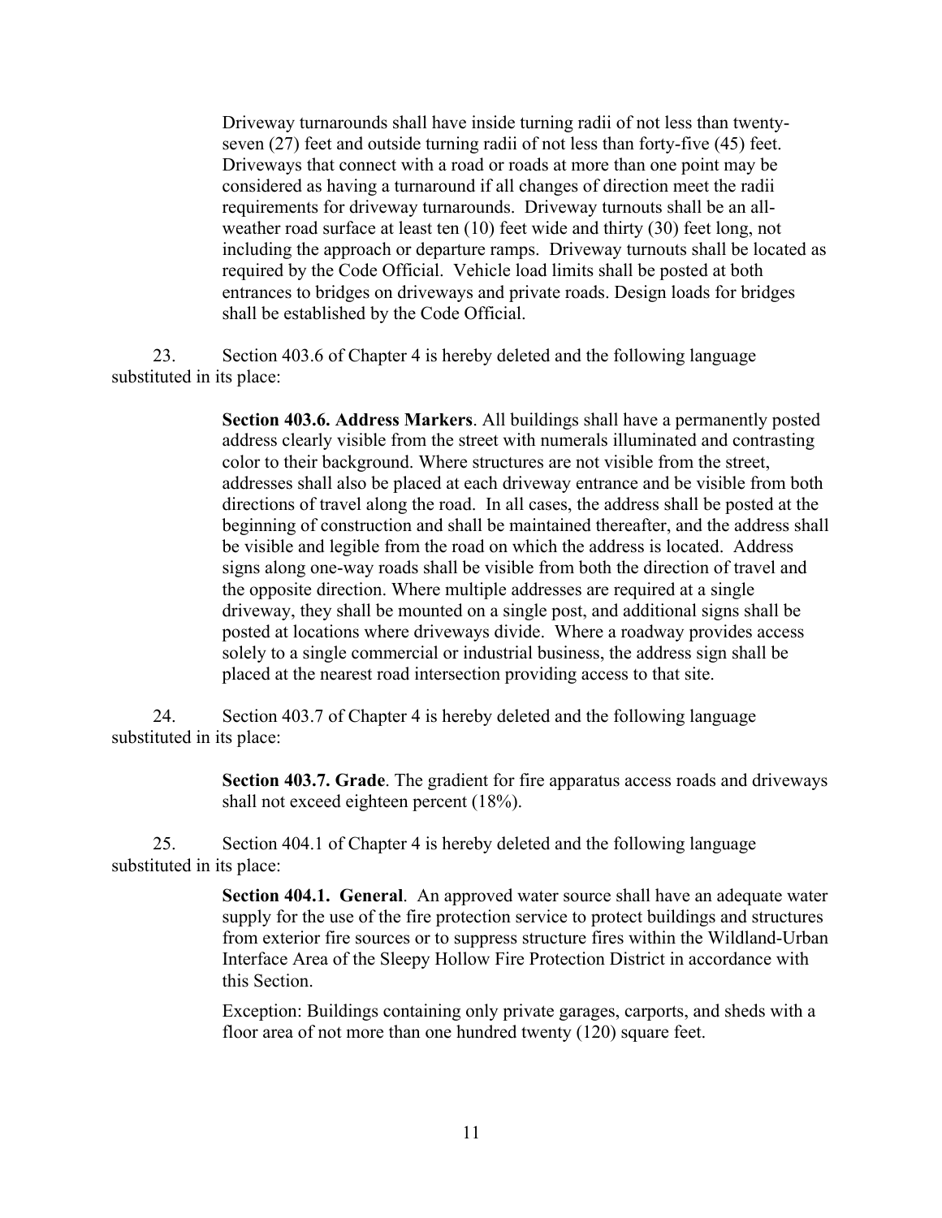Driveway turnarounds shall have inside turning radii of not less than twenty-seven (27) feet and outside turning radii of not less than forty-five (45) feet. Driveways that connect with a road or roads at more than one point may be considered as having a turnaround if all changes of direction meet the radii requirements for driveway turnarounds. Driveway turnouts shall be an all-weather road surface at least ten (10) feet wide and thirty (30) feet long, not including the approach or departure ramps. Driveway turnouts shall be located as required by the Code Official. Vehicle load limits shall be posted at both entrances to bridges on driveways and private roads. Design loads for bridges shall be established by the Code Official.

23. Section 403.6 of Chapter 4 is hereby deleted and the following language substituted in its place:

**Section 403.6. Address Markers**. All buildings shall have a permanently posted address clearly visible from the street with numerals illuminated and contrasting color to their background. Where structures are not visible from the street, addresses shall also be placed at each driveway entrance and be visible from both directions of travel along the road. In all cases, the address shall be posted at the beginning of construction and shall be maintained thereafter, and the address shall be visible and legible from the road on which the address is located. Address signs along one-way roads shall be visible from both the direction of travel and the opposite direction. Where multiple addresses are required at a single driveway, they shall be mounted on a single post, and additional signs shall be posted at locations where driveways divide. Where a roadway provides access solely to a single commercial or industrial business, the address sign shall be placed at the nearest road intersection providing access to that site.

24. Section 403.7 of Chapter 4 is hereby deleted and the following language substituted in its place:

**Section 403.7. Grade**. The gradient for fire apparatus access roads and driveways shall not exceed eighteen percent (18%).

25. Section 404.1 of Chapter 4 is hereby deleted and the following language substituted in its place:

**Section 404.1. General**. An approved water source shall have an adequate water supply for the use of the fire protection service to protect buildings and structures from exterior fire sources or to suppress structure fires within the Wildland-Urban Interface Area of the Sleepy Hollow Fire Protection District in accordance with this Section.

Exception: Buildings containing only private garages, carports, and sheds with a floor area of not more than one hundred twenty (120) square feet.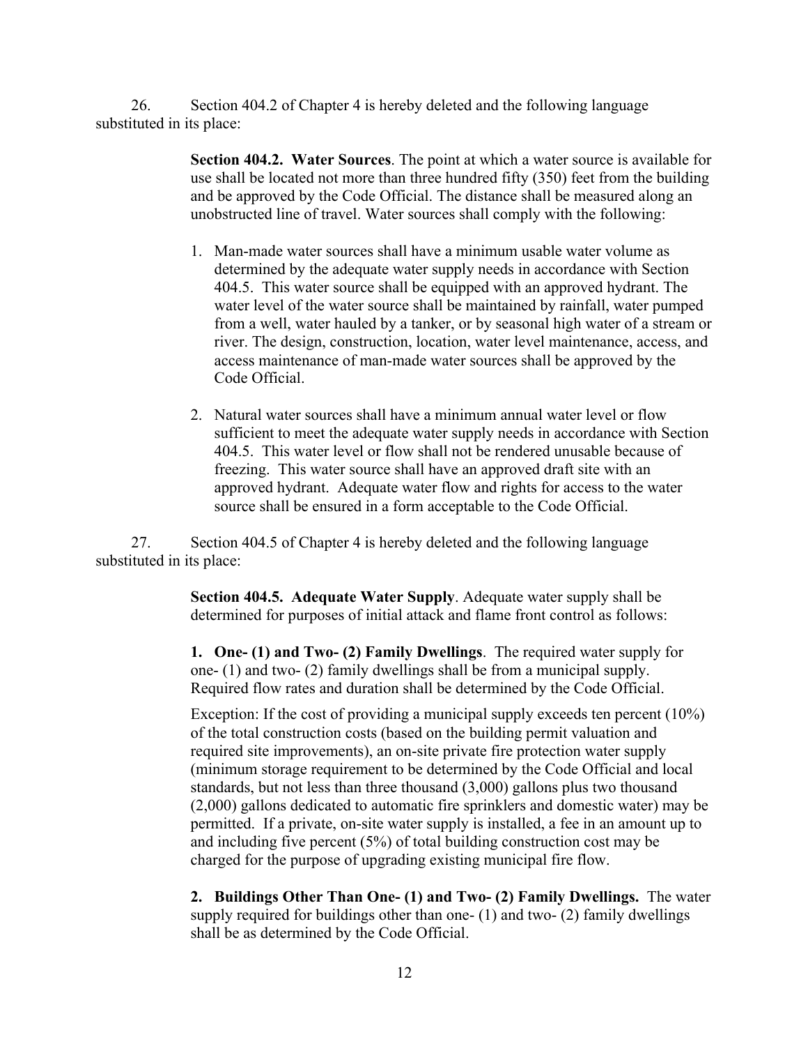26. Section 404.2 of Chapter 4 is hereby deleted and the following language substituted in its place:

> **Section 404.2. Water Sources**. The point at which a water source is available for use shall be located not more than three hundred fifty (350) feet from the building and be approved by the Code Official. The distance shall be measured along an unobstructed line of travel. Water sources shall comply with the following:
>
> 1. Man-made water sources shall have a minimum usable water volume as determined by the adequate water supply needs in accordance with Section 404.5. This water source shall be equipped with an approved hydrant. The water level of the water source shall be maintained by rainfall, water pumped from a well, water hauled by a tanker, or by seasonal high water of a stream or river. The design, construction, location, water level maintenance, access, and access maintenance of man-made water sources shall be approved by the Code Official.
>
> 2. Natural water sources shall have a minimum annual water level or flow sufficient to meet the adequate water supply needs in accordance with Section 404.5. This water level or flow shall not be rendered unusable because of freezing. This water source shall have an approved draft site with an approved hydrant. Adequate water flow and rights for access to the water source shall be ensured in a form acceptable to the Code Official.

27. Section 404.5 of Chapter 4 is hereby deleted and the following language substituted in its place:

> **Section 404.5. Adequate Water Supply**. Adequate water supply shall be determined for purposes of initial attack and flame front control as follows:
>
> **1. One- (1) and Two- (2) Family Dwellings**. The required water supply for one- (1) and two- (2) family dwellings shall be from a municipal supply. Required flow rates and duration shall be determined by the Code Official.
>
> Exception: If the cost of providing a municipal supply exceeds ten percent (10%) of the total construction costs (based on the building permit valuation and required site improvements), an on-site private fire protection water supply (minimum storage requirement to be determined by the Code Official and local standards, but not less than three thousand (3,000) gallons plus two thousand (2,000) gallons dedicated to automatic fire sprinklers and domestic water) may be permitted. If a private, on-site water supply is installed, a fee in an amount up to and including five percent (5%) of total building construction cost may be charged for the purpose of upgrading existing municipal fire flow.
>
> **2. Buildings Other Than One- (1) and Two- (2) Family Dwellings.** The water supply required for buildings other than one- (1) and two- (2) family dwellings shall be as determined by the Code Official.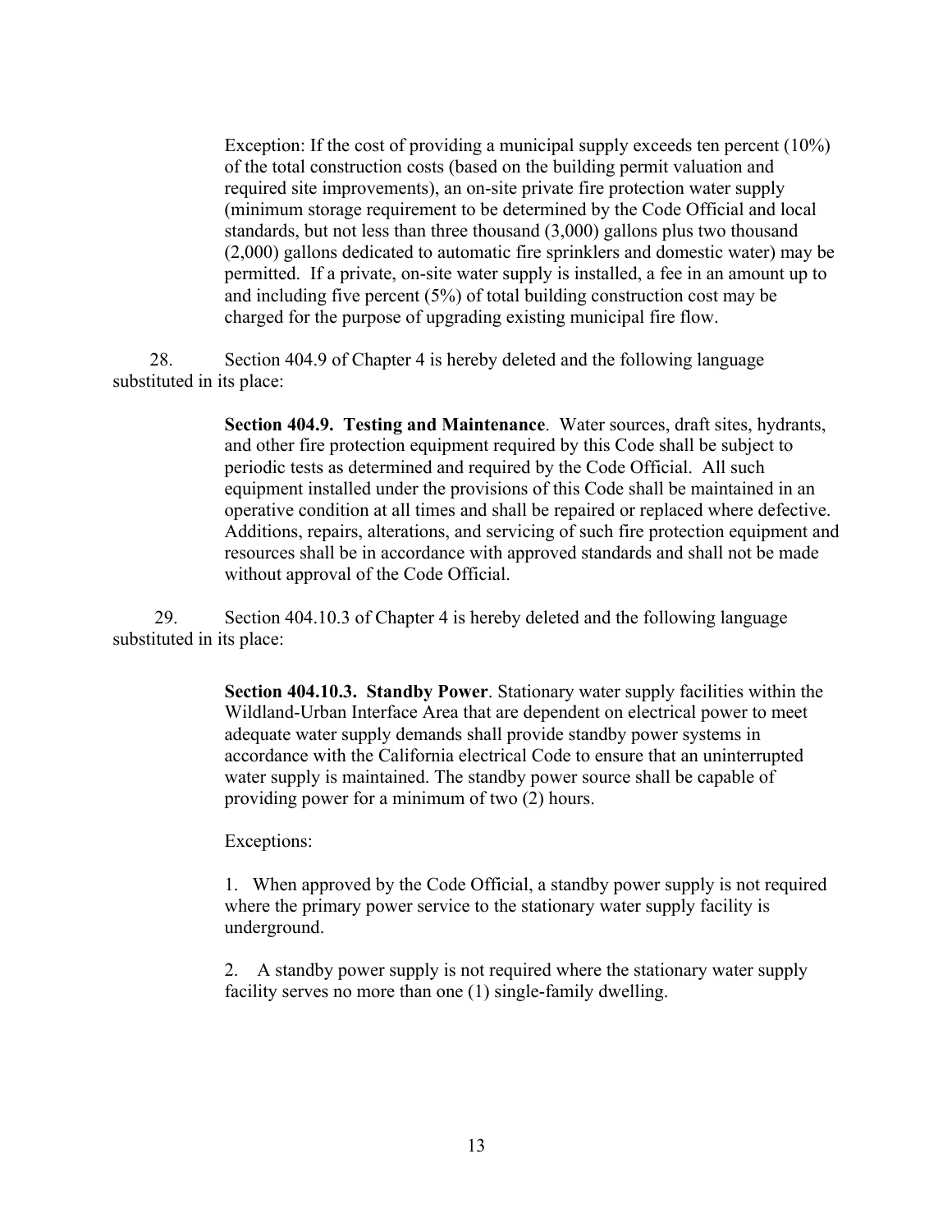Exception: If the cost of providing a municipal supply exceeds ten percent (10%) of the total construction costs (based on the building permit valuation and required site improvements), an on-site private fire protection water supply (minimum storage requirement to be determined by the Code Official and local standards, but not less than three thousand (3,000) gallons plus two thousand (2,000) gallons dedicated to automatic fire sprinklers and domestic water) may be permitted. If a private, on-site water supply is installed, a fee in an amount up to and including five percent (5%) of total building construction cost may be charged for the purpose of upgrading existing municipal fire flow.

28. Section 404.9 of Chapter 4 is hereby deleted and the following language substituted in its place:

> **Section 404.9. Testing and Maintenance**. Water sources, draft sites, hydrants, and other fire protection equipment required by this Code shall be subject to periodic tests as determined and required by the Code Official. All such equipment installed under the provisions of this Code shall be maintained in an operative condition at all times and shall be repaired or replaced where defective. Additions, repairs, alterations, and servicing of such fire protection equipment and resources shall be in accordance with approved standards and shall not be made without approval of the Code Official.

29. Section 404.10.3 of Chapter 4 is hereby deleted and the following language substituted in its place:

> **Section 404.10.3. Standby Power**. Stationary water supply facilities within the Wildland-Urban Interface Area that are dependent on electrical power to meet adequate water supply demands shall provide standby power systems in accordance with the California electrical Code to ensure that an uninterrupted water supply is maintained. The standby power source shall be capable of providing power for a minimum of two (2) hours.
>
> Exceptions:
>
> 1. When approved by the Code Official, a standby power supply is not required where the primary power service to the stationary water supply facility is underground.
>
> 2. A standby power supply is not required where the stationary water supply facility serves no more than one (1) single-family dwelling.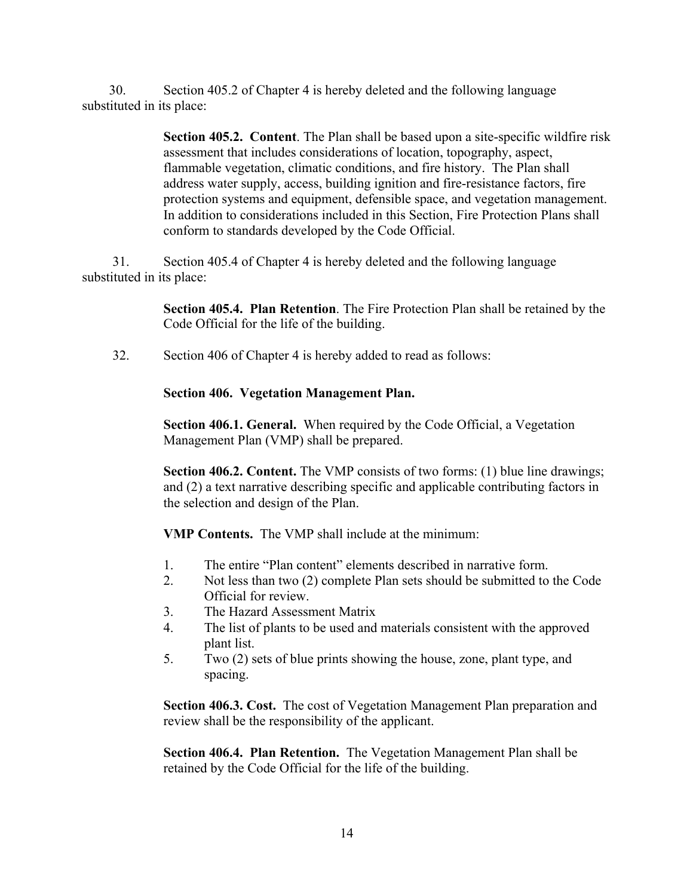30. Section 405.2 of Chapter 4 is hereby deleted and the following language substituted in its place:

> **Section 405.2. Content**. The Plan shall be based upon a site-specific wildfire risk assessment that includes considerations of location, topography, aspect, flammable vegetation, climatic conditions, and fire history. The Plan shall address water supply, access, building ignition and fire-resistance factors, fire protection systems and equipment, defensible space, and vegetation management. In addition to considerations included in this Section, Fire Protection Plans shall conform to standards developed by the Code Official.

31. Section 405.4 of Chapter 4 is hereby deleted and the following language substituted in its place:

> **Section 405.4. Plan Retention**. The Fire Protection Plan shall be retained by the Code Official for the life of the building.

32. Section 406 of Chapter 4 is hereby added to read as follows:

> **Section 406. Vegetation Management Plan.**
>
> **Section 406.1. General.** When required by the Code Official, a Vegetation Management Plan (VMP) shall be prepared.
>
> **Section 406.2. Content.** The VMP consists of two forms: (1) blue line drawings; and (2) a text narrative describing specific and applicable contributing factors in the selection and design of the Plan.
>
> **VMP Contents.** The VMP shall include at the minimum:
>
> 1. The entire "Plan content" elements described in narrative form.
> 2. Not less than two (2) complete Plan sets should be submitted to the Code Official for review.
> 3. The Hazard Assessment Matrix
> 4. The list of plants to be used and materials consistent with the approved plant list.
> 5. Two (2) sets of blue prints showing the house, zone, plant type, and spacing.
>
> **Section 406.3. Cost.** The cost of Vegetation Management Plan preparation and review shall be the responsibility of the applicant.
>
> **Section 406.4. Plan Retention.** The Vegetation Management Plan shall be retained by the Code Official for the life of the building.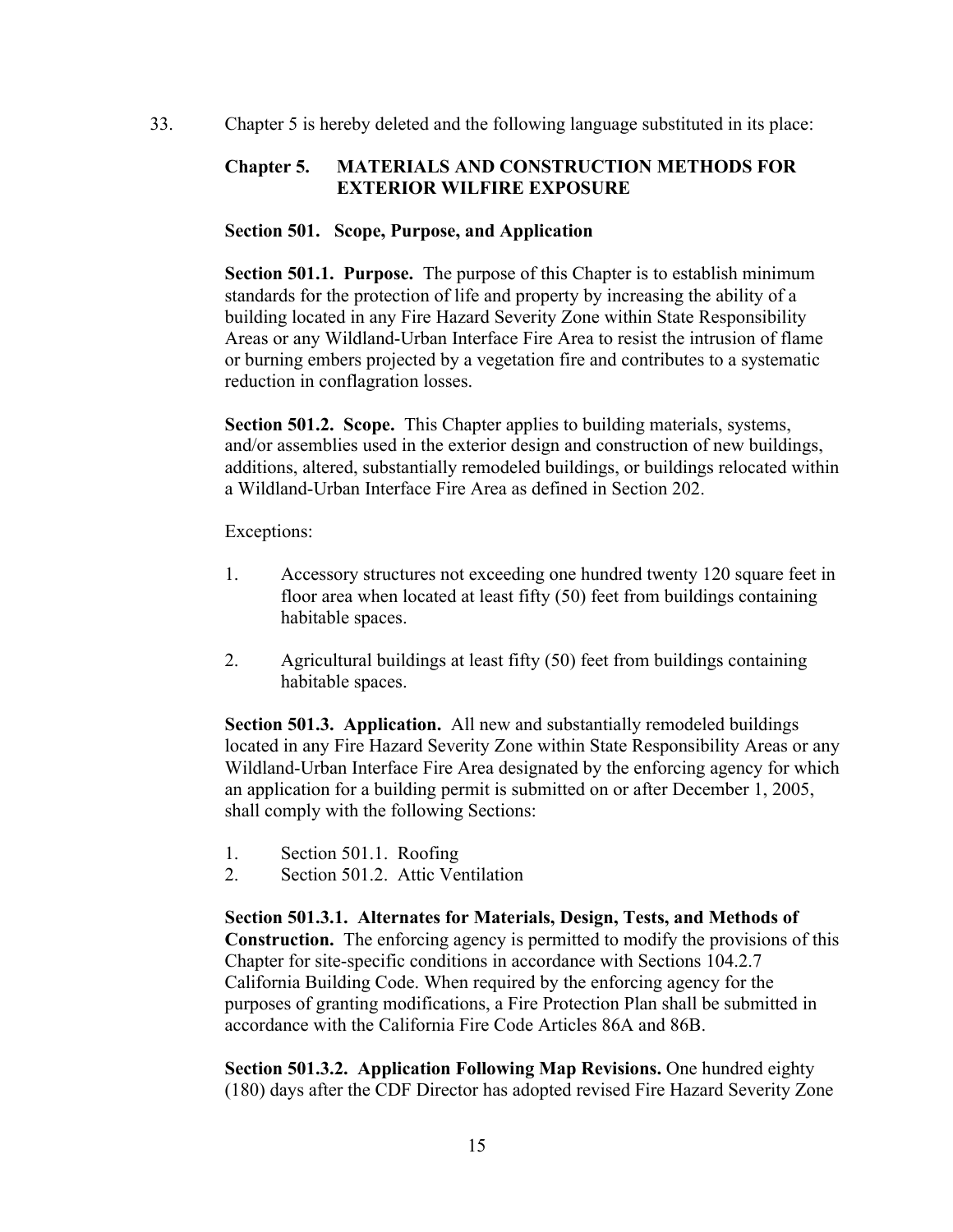33. Chapter 5 is hereby deleted and the following language substituted in its place:

**Chapter 5. MATERIALS AND CONSTRUCTION METHODS FOR EXTERIOR WILFIRE EXPOSURE**

**Section 501. Scope, Purpose, and Application**

**Section 501.1. Purpose.** The purpose of this Chapter is to establish minimum standards for the protection of life and property by increasing the ability of a building located in any Fire Hazard Severity Zone within State Responsibility Areas or any Wildland-Urban Interface Fire Area to resist the intrusion of flame or burning embers projected by a vegetation fire and contributes to a systematic reduction in conflagration losses.

**Section 501.2. Scope.** This Chapter applies to building materials, systems, and/or assemblies used in the exterior design and construction of new buildings, additions, altered, substantially remodeled buildings, or buildings relocated within a Wildland-Urban Interface Fire Area as defined in Section 202.

Exceptions:

1. Accessory structures not exceeding one hundred twenty 120 square feet in floor area when located at least fifty (50) feet from buildings containing habitable spaces.

2. Agricultural buildings at least fifty (50) feet from buildings containing habitable spaces.

**Section 501.3. Application.** All new and substantially remodeled buildings located in any Fire Hazard Severity Zone within State Responsibility Areas or any Wildland-Urban Interface Fire Area designated by the enforcing agency for which an application for a building permit is submitted on or after December 1, 2005, shall comply with the following Sections:

1. Section 501.1. Roofing
2. Section 501.2. Attic Ventilation

**Section 501.3.1. Alternates for Materials, Design, Tests, and Methods of Construction.** The enforcing agency is permitted to modify the provisions of this Chapter for site-specific conditions in accordance with Sections 104.2.7 California Building Code. When required by the enforcing agency for the purposes of granting modifications, a Fire Protection Plan shall be submitted in accordance with the California Fire Code Articles 86A and 86B.

**Section 501.3.2. Application Following Map Revisions.** One hundred eighty (180) days after the CDF Director has adopted revised Fire Hazard Severity Zone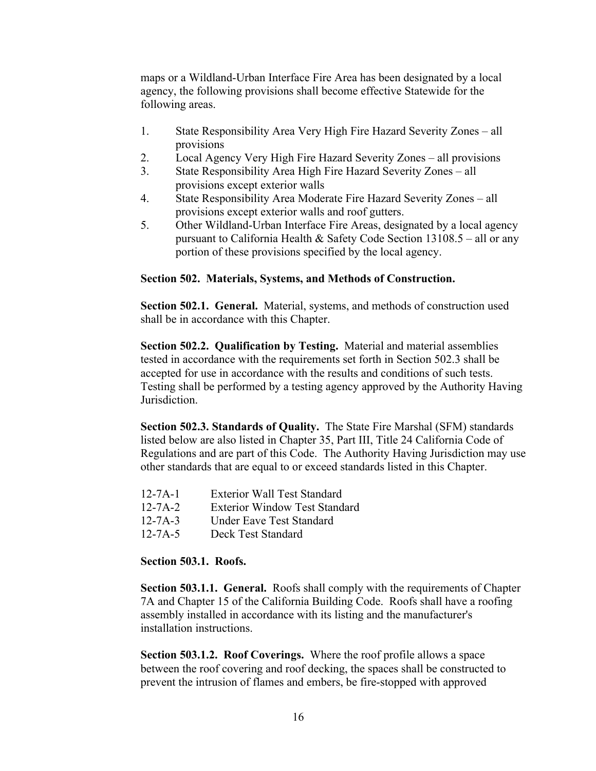maps or a Wildland-Urban Interface Fire Area has been designated by a local agency, the following provisions shall become effective Statewide for the following areas.

1. State Responsibility Area Very High Fire Hazard Severity Zones – all provisions
2. Local Agency Very High Fire Hazard Severity Zones – all provisions
3. State Responsibility Area High Fire Hazard Severity Zones – all provisions except exterior walls
4. State Responsibility Area Moderate Fire Hazard Severity Zones – all provisions except exterior walls and roof gutters.
5. Other Wildland-Urban Interface Fire Areas, designated by a local agency pursuant to California Health & Safety Code Section 13108.5 – all or any portion of these provisions specified by the local agency.

**Section 502. Materials, Systems, and Methods of Construction.**

**Section 502.1. General.** Material, systems, and methods of construction used shall be in accordance with this Chapter.

**Section 502.2. Qualification by Testing.** Material and material assemblies tested in accordance with the requirements set forth in Section 502.3 shall be accepted for use in accordance with the results and conditions of such tests. Testing shall be performed by a testing agency approved by the Authority Having Jurisdiction.

**Section 502.3. Standards of Quality.** The State Fire Marshal (SFM) standards listed below are also listed in Chapter 35, Part III, Title 24 California Code of Regulations and are part of this Code. The Authority Having Jurisdiction may use other standards that are equal to or exceed standards listed in this Chapter.

12-7A-1 Exterior Wall Test Standard
12-7A-2 Exterior Window Test Standard
12-7A-3 Under Eave Test Standard
12-7A-5 Deck Test Standard

**Section 503.1. Roofs.**

**Section 503.1.1. General.** Roofs shall comply with the requirements of Chapter 7A and Chapter 15 of the California Building Code. Roofs shall have a roofing assembly installed in accordance with its listing and the manufacturer's installation instructions.

**Section 503.1.2. Roof Coverings.** Where the roof profile allows a space between the roof covering and roof decking, the spaces shall be constructed to prevent the intrusion of flames and embers, be fire-stopped with approved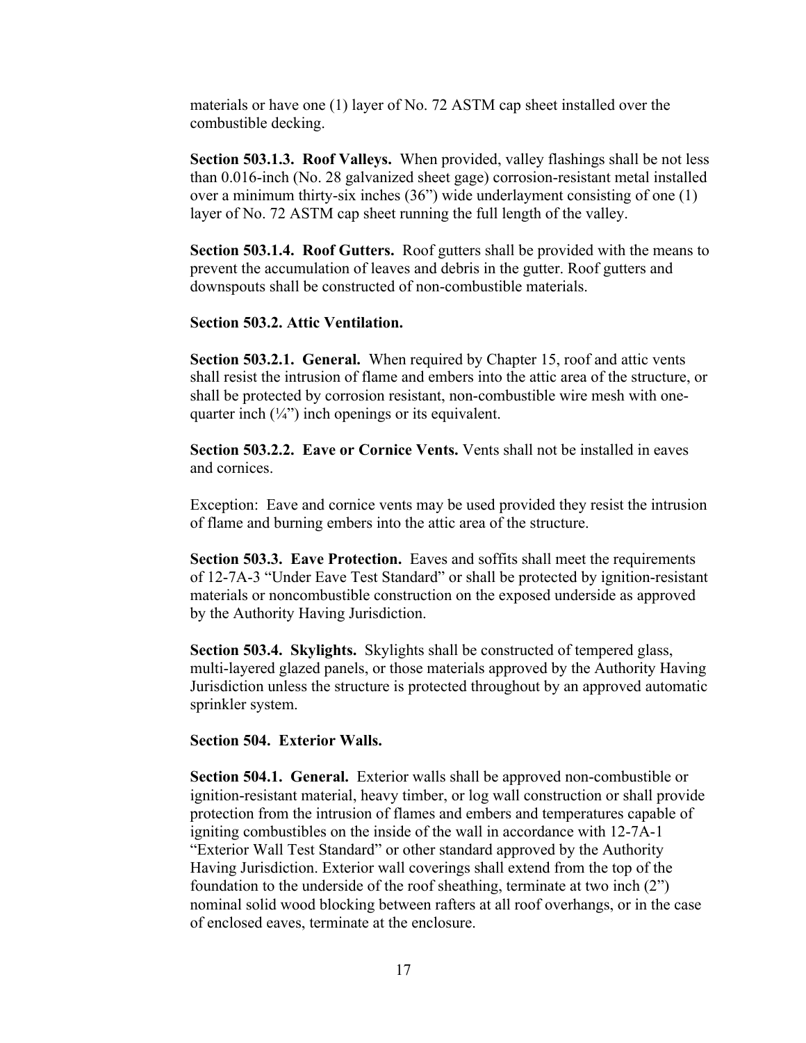materials or have one (1) layer of No. 72 ASTM cap sheet installed over the combustible decking.

**Section 503.1.3. Roof Valleys.** When provided, valley flashings shall be not less than 0.016-inch (No. 28 galvanized sheet gage) corrosion-resistant metal installed over a minimum thirty-six inches (36") wide underlayment consisting of one (1) layer of No. 72 ASTM cap sheet running the full length of the valley.

**Section 503.1.4. Roof Gutters.** Roof gutters shall be provided with the means to prevent the accumulation of leaves and debris in the gutter. Roof gutters and downspouts shall be constructed of non-combustible materials.

**Section 503.2. Attic Ventilation.**

**Section 503.2.1. General.** When required by Chapter 15, roof and attic vents shall resist the intrusion of flame and embers into the attic area of the structure, or shall be protected by corrosion resistant, non-combustible wire mesh with one-quarter inch (¼") inch openings or its equivalent.

**Section 503.2.2. Eave or Cornice Vents.** Vents shall not be installed in eaves and cornices.

Exception: Eave and cornice vents may be used provided they resist the intrusion of flame and burning embers into the attic area of the structure.

**Section 503.3. Eave Protection.** Eaves and soffits shall meet the requirements of 12-7A-3 "Under Eave Test Standard" or shall be protected by ignition-resistant materials or noncombustible construction on the exposed underside as approved by the Authority Having Jurisdiction.

**Section 503.4. Skylights.** Skylights shall be constructed of tempered glass, multi-layered glazed panels, or those materials approved by the Authority Having Jurisdiction unless the structure is protected throughout by an approved automatic sprinkler system.

**Section 504. Exterior Walls.**

**Section 504.1. General.** Exterior walls shall be approved non-combustible or ignition-resistant material, heavy timber, or log wall construction or shall provide protection from the intrusion of flames and embers and temperatures capable of igniting combustibles on the inside of the wall in accordance with 12-7A-1 "Exterior Wall Test Standard" or other standard approved by the Authority Having Jurisdiction. Exterior wall coverings shall extend from the top of the foundation to the underside of the roof sheathing, terminate at two inch (2") nominal solid wood blocking between rafters at all roof overhangs, or in the case of enclosed eaves, terminate at the enclosure.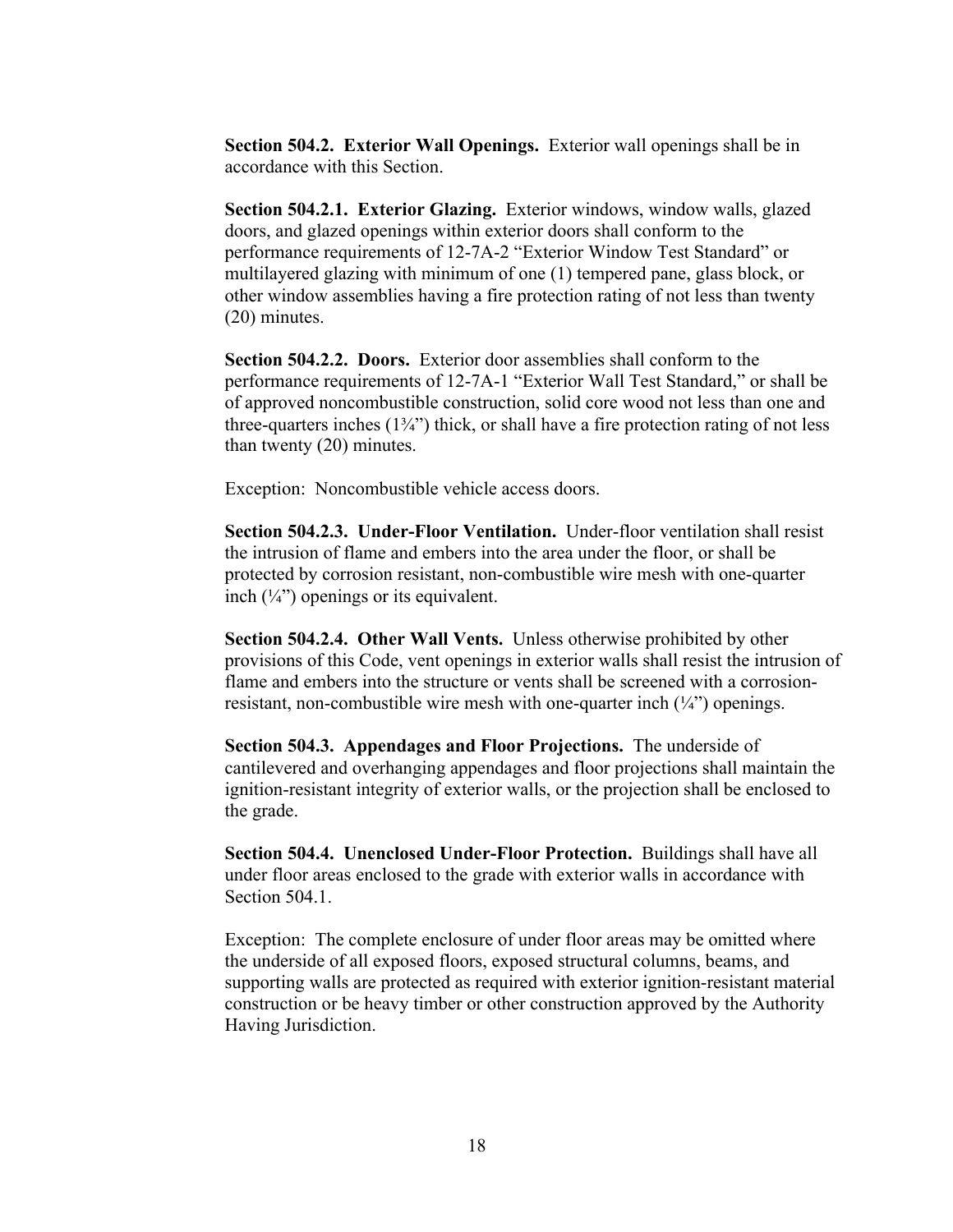**Section 504.2. Exterior Wall Openings.** Exterior wall openings shall be in accordance with this Section.

**Section 504.2.1. Exterior Glazing.** Exterior windows, window walls, glazed doors, and glazed openings within exterior doors shall conform to the performance requirements of 12-7A-2 "Exterior Window Test Standard" or multilayered glazing with minimum of one (1) tempered pane, glass block, or other window assemblies having a fire protection rating of not less than twenty (20) minutes.

**Section 504.2.2. Doors.** Exterior door assemblies shall conform to the performance requirements of 12-7A-1 "Exterior Wall Test Standard," or shall be of approved noncombustible construction, solid core wood not less than one and three-quarters inches (1¾") thick, or shall have a fire protection rating of not less than twenty (20) minutes.

Exception: Noncombustible vehicle access doors.

**Section 504.2.3. Under-Floor Ventilation.** Under-floor ventilation shall resist the intrusion of flame and embers into the area under the floor, or shall be protected by corrosion resistant, non-combustible wire mesh with one-quarter inch (¼") openings or its equivalent.

**Section 504.2.4. Other Wall Vents.** Unless otherwise prohibited by other provisions of this Code, vent openings in exterior walls shall resist the intrusion of flame and embers into the structure or vents shall be screened with a corrosion-resistant, non-combustible wire mesh with one-quarter inch (¼") openings.

**Section 504.3. Appendages and Floor Projections.** The underside of cantilevered and overhanging appendages and floor projections shall maintain the ignition-resistant integrity of exterior walls, or the projection shall be enclosed to the grade.

**Section 504.4. Unenclosed Under-Floor Protection.** Buildings shall have all under floor areas enclosed to the grade with exterior walls in accordance with Section 504.1.

Exception: The complete enclosure of under floor areas may be omitted where the underside of all exposed floors, exposed structural columns, beams, and supporting walls are protected as required with exterior ignition-resistant material construction or be heavy timber or other construction approved by the Authority Having Jurisdiction.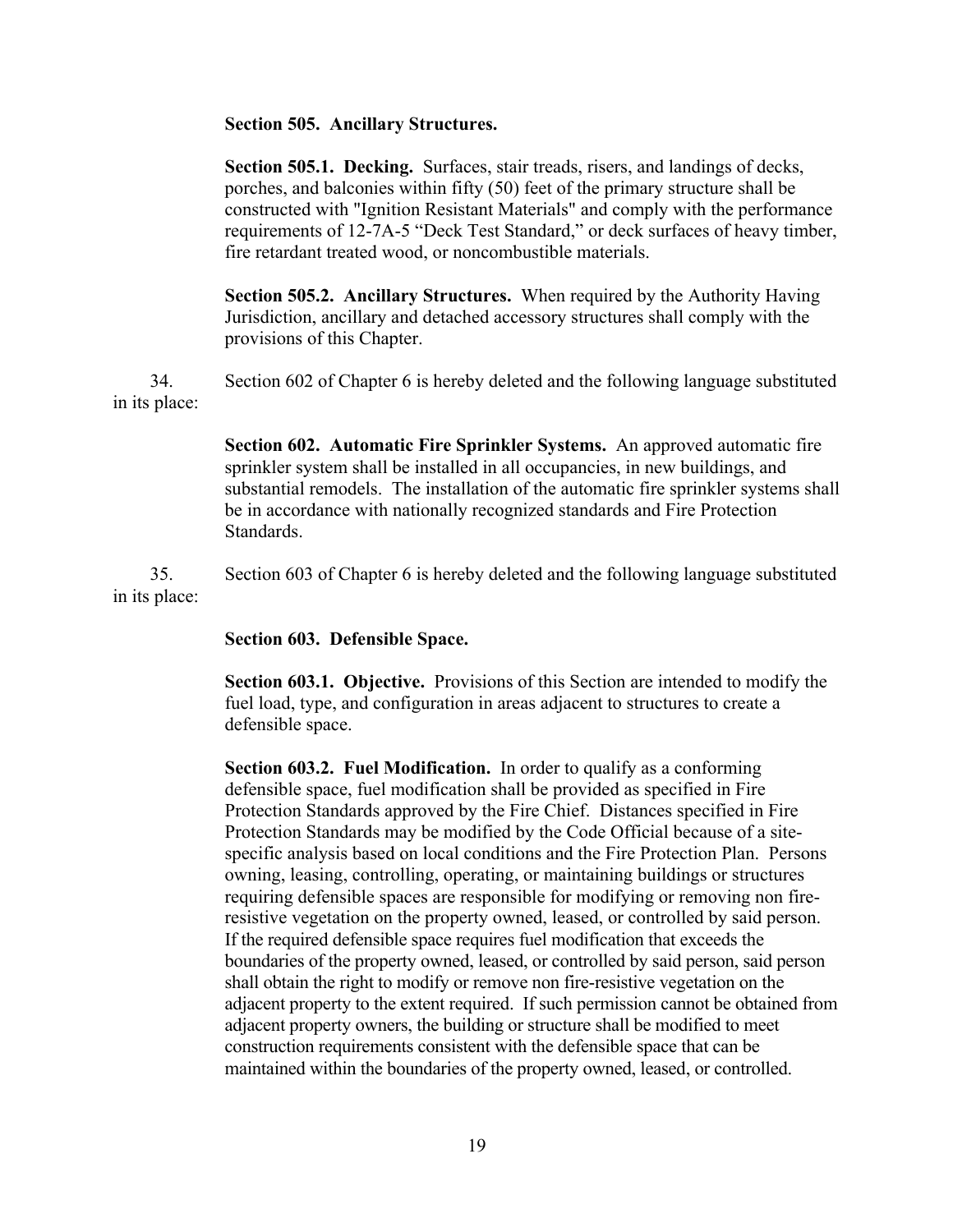**Section 505. Ancillary Structures.**

**Section 505.1. Decking.** Surfaces, stair treads, risers, and landings of decks, porches, and balconies within fifty (50) feet of the primary structure shall be constructed with "Ignition Resistant Materials" and comply with the performance requirements of 12-7A-5 "Deck Test Standard," or deck surfaces of heavy timber, fire retardant treated wood, or noncombustible materials.

**Section 505.2. Ancillary Structures.** When required by the Authority Having Jurisdiction, ancillary and detached accessory structures shall comply with the provisions of this Chapter.

34. Section 602 of Chapter 6 is hereby deleted and the following language substituted in its place:

**Section 602. Automatic Fire Sprinkler Systems.** An approved automatic fire sprinkler system shall be installed in all occupancies, in new buildings, and substantial remodels. The installation of the automatic fire sprinkler systems shall be in accordance with nationally recognized standards and Fire Protection Standards.

35. Section 603 of Chapter 6 is hereby deleted and the following language substituted in its place:

**Section 603. Defensible Space.**

**Section 603.1. Objective.** Provisions of this Section are intended to modify the fuel load, type, and configuration in areas adjacent to structures to create a defensible space.

**Section 603.2. Fuel Modification.** In order to qualify as a conforming defensible space, fuel modification shall be provided as specified in Fire Protection Standards approved by the Fire Chief. Distances specified in Fire Protection Standards may be modified by the Code Official because of a site-specific analysis based on local conditions and the Fire Protection Plan. Persons owning, leasing, controlling, operating, or maintaining buildings or structures requiring defensible spaces are responsible for modifying or removing non fire-resistive vegetation on the property owned, leased, or controlled by said person. If the required defensible space requires fuel modification that exceeds the boundaries of the property owned, leased, or controlled by said person, said person shall obtain the right to modify or remove non fire-resistive vegetation on the adjacent property to the extent required. If such permission cannot be obtained from adjacent property owners, the building or structure shall be modified to meet construction requirements consistent with the defensible space that can be maintained within the boundaries of the property owned, leased, or controlled.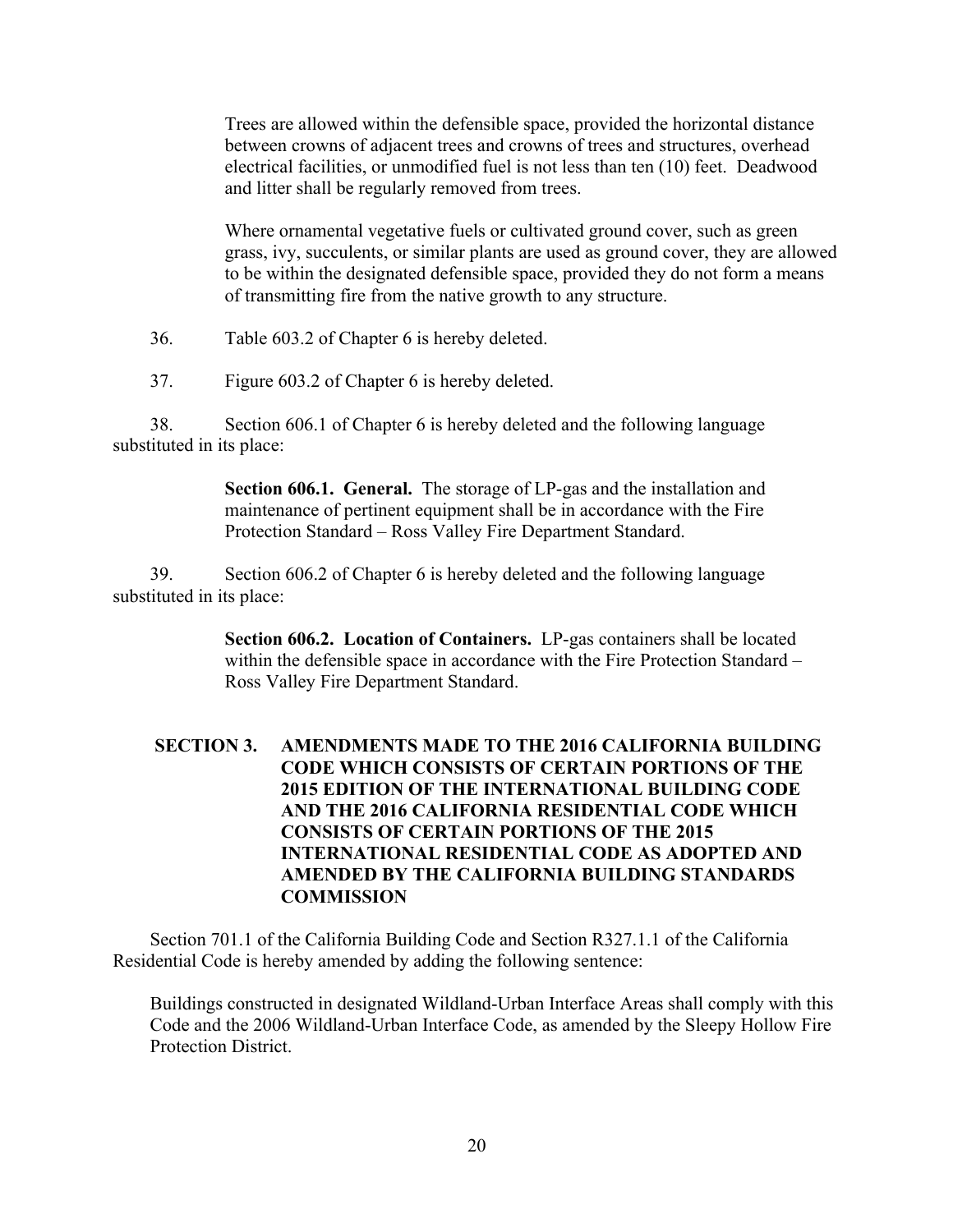Trees are allowed within the defensible space, provided the horizontal distance between crowns of adjacent trees and crowns of trees and structures, overhead electrical facilities, or unmodified fuel is not less than ten (10) feet. Deadwood and litter shall be regularly removed from trees.

Where ornamental vegetative fuels or cultivated ground cover, such as green grass, ivy, succulents, or similar plants are used as ground cover, they are allowed to be within the designated defensible space, provided they do not form a means of transmitting fire from the native growth to any structure.

36. Table 603.2 of Chapter 6 is hereby deleted.

37. Figure 603.2 of Chapter 6 is hereby deleted.

38. Section 606.1 of Chapter 6 is hereby deleted and the following language substituted in its place:

> **Section 606.1. General.** The storage of LP-gas and the installation and maintenance of pertinent equipment shall be in accordance with the Fire Protection Standard – Ross Valley Fire Department Standard.

39. Section 606.2 of Chapter 6 is hereby deleted and the following language substituted in its place:

> **Section 606.2. Location of Containers.** LP-gas containers shall be located within the defensible space in accordance with the Fire Protection Standard – Ross Valley Fire Department Standard.

## SECTION 3. AMENDMENTS MADE TO THE 2016 CALIFORNIA BUILDING CODE WHICH CONSISTS OF CERTAIN PORTIONS OF THE 2015 EDITION OF THE INTERNATIONAL BUILDING CODE AND THE 2016 CALIFORNIA RESIDENTIAL CODE WHICH CONSISTS OF CERTAIN PORTIONS OF THE 2015 INTERNATIONAL RESIDENTIAL CODE AS ADOPTED AND AMENDED BY THE CALIFORNIA BUILDING STANDARDS COMMISSION

Section 701.1 of the California Building Code and Section R327.1.1 of the California Residential Code is hereby amended by adding the following sentence:

Buildings constructed in designated Wildland-Urban Interface Areas shall comply with this Code and the 2006 Wildland-Urban Interface Code, as amended by the Sleepy Hollow Fire Protection District.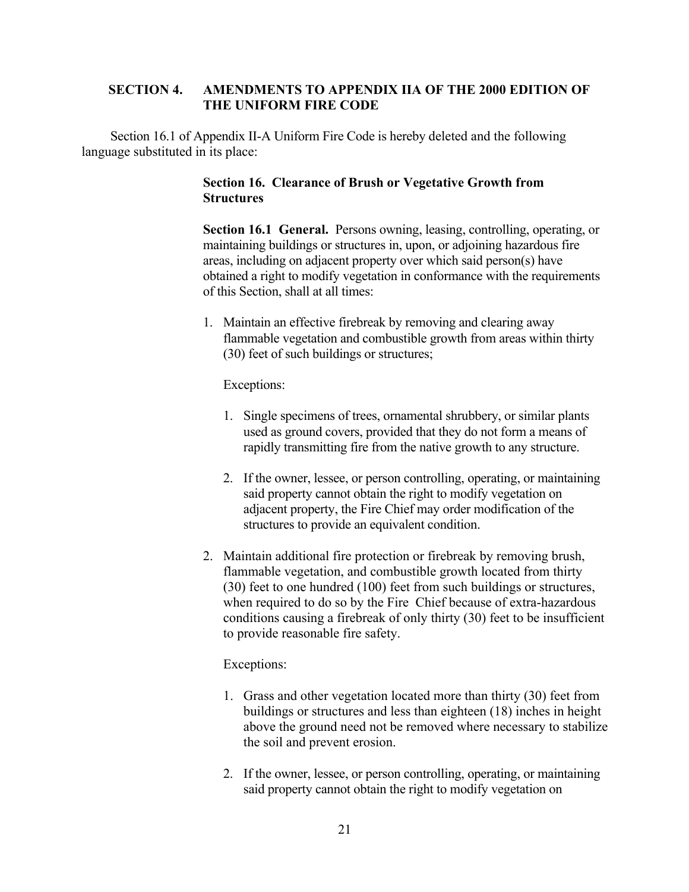## SECTION 4. AMENDMENTS TO APPENDIX IIA OF THE 2000 EDITION OF THE UNIFORM FIRE CODE

Section 16.1 of Appendix II-A Uniform Fire Code is hereby deleted and the following language substituted in its place:

### Section 16. Clearance of Brush or Vegetative Growth from Structures

**Section 16.1 General.** Persons owning, leasing, controlling, operating, or maintaining buildings or structures in, upon, or adjoining hazardous fire areas, including on adjacent property over which said person(s) have obtained a right to modify vegetation in conformance with the requirements of this Section, shall at all times:

1. Maintain an effective firebreak by removing and clearing away flammable vegetation and combustible growth from areas within thirty (30) feet of such buildings or structures;

   Exceptions:

   1. Single specimens of trees, ornamental shrubbery, or similar plants used as ground covers, provided that they do not form a means of rapidly transmitting fire from the native growth to any structure.

   2. If the owner, lessee, or person controlling, operating, or maintaining said property cannot obtain the right to modify vegetation on adjacent property, the Fire Chief may order modification of the structures to provide an equivalent condition.

2. Maintain additional fire protection or firebreak by removing brush, flammable vegetation, and combustible growth located from thirty (30) feet to one hundred (100) feet from such buildings or structures, when required to do so by the Fire Chief because of extra-hazardous conditions causing a firebreak of only thirty (30) feet to be insufficient to provide reasonable fire safety.

   Exceptions:

   1. Grass and other vegetation located more than thirty (30) feet from buildings or structures and less than eighteen (18) inches in height above the ground need not be removed where necessary to stabilize the soil and prevent erosion.

   2. If the owner, lessee, or person controlling, operating, or maintaining said property cannot obtain the right to modify vegetation on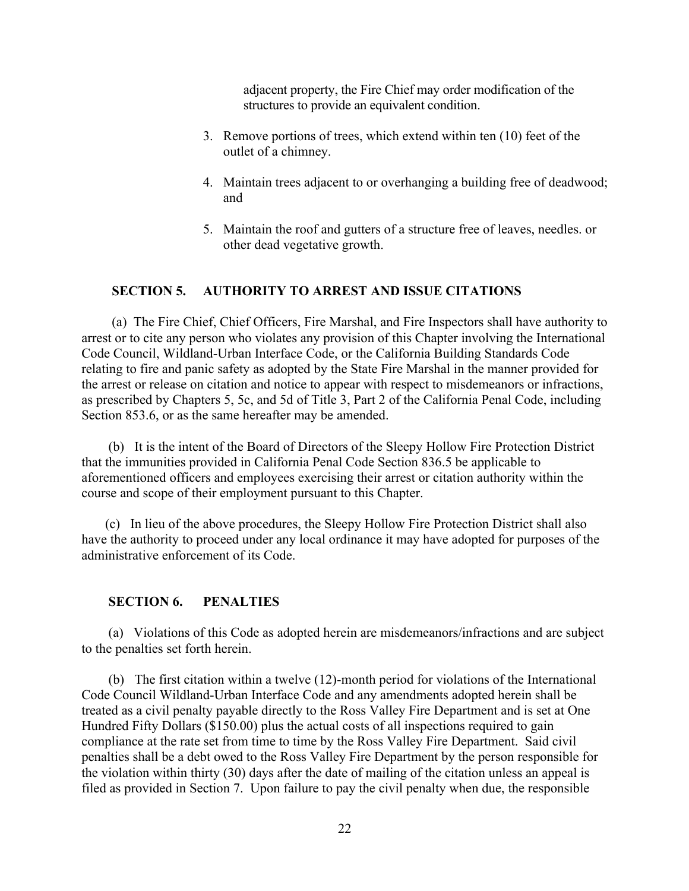adjacent property, the Fire Chief may order modification of the structures to provide an equivalent condition.

3. Remove portions of trees, which extend within ten (10) feet of the outlet of a chimney.

4. Maintain trees adjacent to or overhanging a building free of deadwood; and

5. Maintain the roof and gutters of a structure free of leaves, needles. or other dead vegetative growth.

## SECTION 5. AUTHORITY TO ARREST AND ISSUE CITATIONS

(a) The Fire Chief, Chief Officers, Fire Marshal, and Fire Inspectors shall have authority to arrest or to cite any person who violates any provision of this Chapter involving the International Code Council, Wildland-Urban Interface Code, or the California Building Standards Code relating to fire and panic safety as adopted by the State Fire Marshal in the manner provided for the arrest or release on citation and notice to appear with respect to misdemeanors or infractions, as prescribed by Chapters 5, 5c, and 5d of Title 3, Part 2 of the California Penal Code, including Section 853.6, or as the same hereafter may be amended.

(b) It is the intent of the Board of Directors of the Sleepy Hollow Fire Protection District that the immunities provided in California Penal Code Section 836.5 be applicable to aforementioned officers and employees exercising their arrest or citation authority within the course and scope of their employment pursuant to this Chapter.

(c) In lieu of the above procedures, the Sleepy Hollow Fire Protection District shall also have the authority to proceed under any local ordinance it may have adopted for purposes of the administrative enforcement of its Code.

## SECTION 6. PENALTIES

(a) Violations of this Code as adopted herein are misdemeanors/infractions and are subject to the penalties set forth herein.

(b) The first citation within a twelve (12)-month period for violations of the International Code Council Wildland-Urban Interface Code and any amendments adopted herein shall be treated as a civil penalty payable directly to the Ross Valley Fire Department and is set at One Hundred Fifty Dollars ($150.00) plus the actual costs of all inspections required to gain compliance at the rate set from time to time by the Ross Valley Fire Department. Said civil penalties shall be a debt owed to the Ross Valley Fire Department by the person responsible for the violation within thirty (30) days after the date of mailing of the citation unless an appeal is filed as provided in Section 7. Upon failure to pay the civil penalty when due, the responsible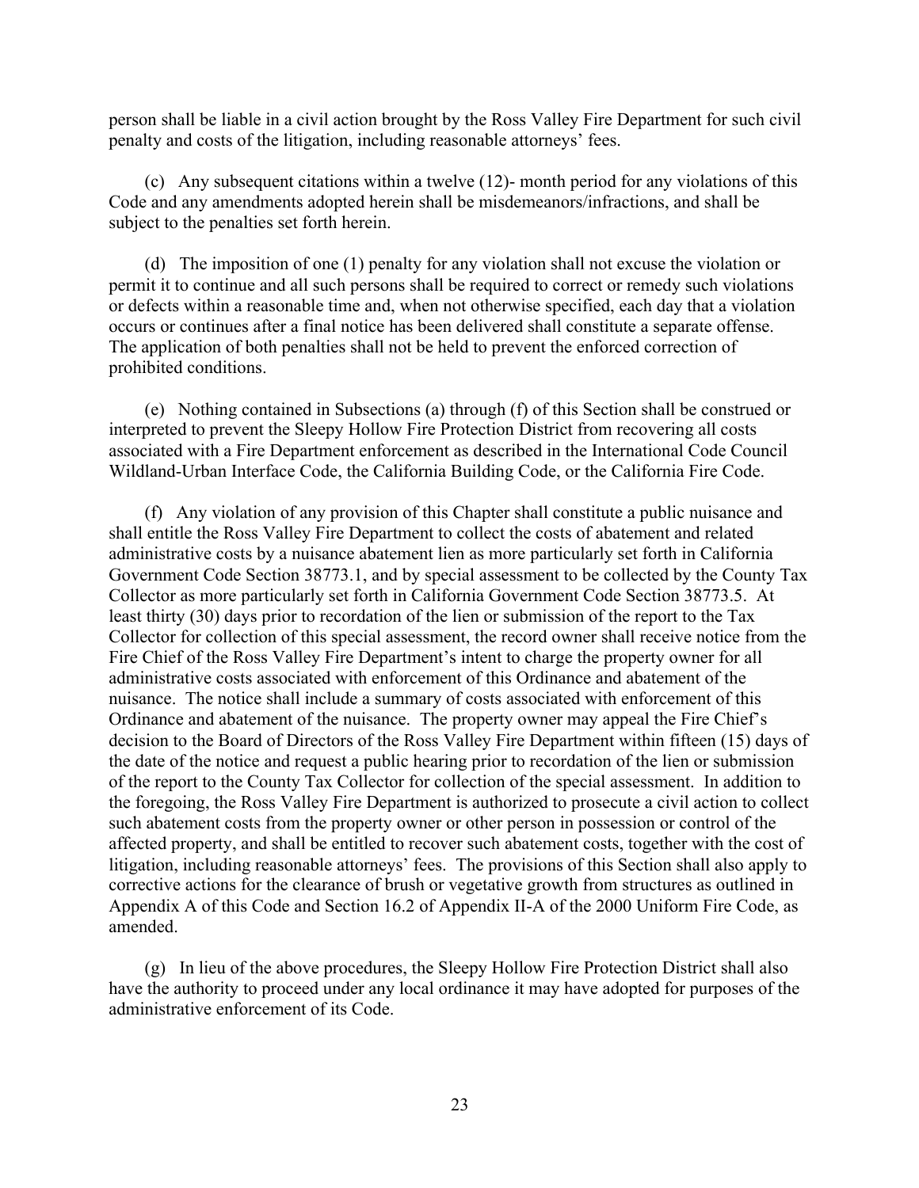person shall be liable in a civil action brought by the Ross Valley Fire Department for such civil penalty and costs of the litigation, including reasonable attorneys' fees.

(c) Any subsequent citations within a twelve (12)- month period for any violations of this Code and any amendments adopted herein shall be misdemeanors/infractions, and shall be subject to the penalties set forth herein.

(d) The imposition of one (1) penalty for any violation shall not excuse the violation or permit it to continue and all such persons shall be required to correct or remedy such violations or defects within a reasonable time and, when not otherwise specified, each day that a violation occurs or continues after a final notice has been delivered shall constitute a separate offense. The application of both penalties shall not be held to prevent the enforced correction of prohibited conditions.

(e) Nothing contained in Subsections (a) through (f) of this Section shall be construed or interpreted to prevent the Sleepy Hollow Fire Protection District from recovering all costs associated with a Fire Department enforcement as described in the International Code Council Wildland-Urban Interface Code, the California Building Code, or the California Fire Code.

(f) Any violation of any provision of this Chapter shall constitute a public nuisance and shall entitle the Ross Valley Fire Department to collect the costs of abatement and related administrative costs by a nuisance abatement lien as more particularly set forth in California Government Code Section 38773.1, and by special assessment to be collected by the County Tax Collector as more particularly set forth in California Government Code Section 38773.5. At least thirty (30) days prior to recordation of the lien or submission of the report to the Tax Collector for collection of this special assessment, the record owner shall receive notice from the Fire Chief of the Ross Valley Fire Department's intent to charge the property owner for all administrative costs associated with enforcement of this Ordinance and abatement of the nuisance. The notice shall include a summary of costs associated with enforcement of this Ordinance and abatement of the nuisance. The property owner may appeal the Fire Chief's decision to the Board of Directors of the Ross Valley Fire Department within fifteen (15) days of the date of the notice and request a public hearing prior to recordation of the lien or submission of the report to the County Tax Collector for collection of the special assessment. In addition to the foregoing, the Ross Valley Fire Department is authorized to prosecute a civil action to collect such abatement costs from the property owner or other person in possession or control of the affected property, and shall be entitled to recover such abatement costs, together with the cost of litigation, including reasonable attorneys' fees. The provisions of this Section shall also apply to corrective actions for the clearance of brush or vegetative growth from structures as outlined in Appendix A of this Code and Section 16.2 of Appendix II-A of the 2000 Uniform Fire Code, as amended.

(g) In lieu of the above procedures, the Sleepy Hollow Fire Protection District shall also have the authority to proceed under any local ordinance it may have adopted for purposes of the administrative enforcement of its Code.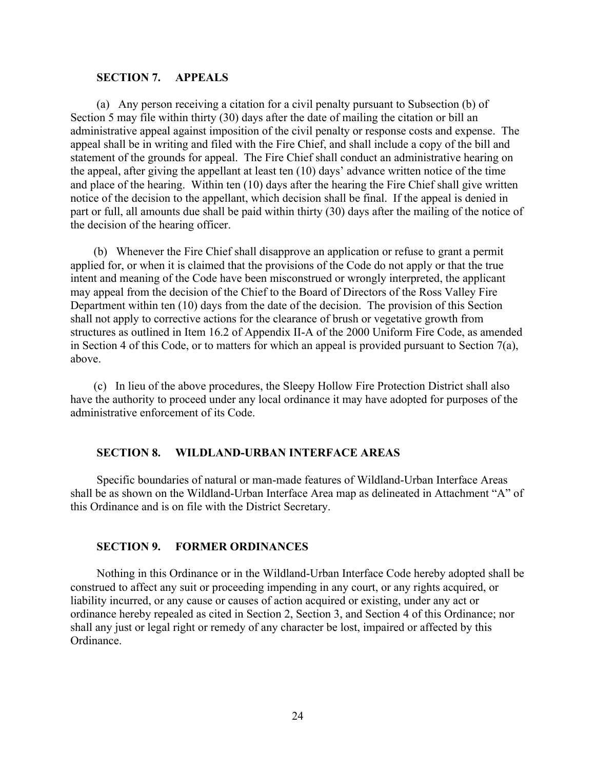## SECTION 7. APPEALS

(a) Any person receiving a citation for a civil penalty pursuant to Subsection (b) of Section 5 may file within thirty (30) days after the date of mailing the citation or bill an administrative appeal against imposition of the civil penalty or response costs and expense. The appeal shall be in writing and filed with the Fire Chief, and shall include a copy of the bill and statement of the grounds for appeal. The Fire Chief shall conduct an administrative hearing on the appeal, after giving the appellant at least ten (10) days' advance written notice of the time and place of the hearing. Within ten (10) days after the hearing the Fire Chief shall give written notice of the decision to the appellant, which decision shall be final. If the appeal is denied in part or full, all amounts due shall be paid within thirty (30) days after the mailing of the notice of the decision of the hearing officer.

(b) Whenever the Fire Chief shall disapprove an application or refuse to grant a permit applied for, or when it is claimed that the provisions of the Code do not apply or that the true intent and meaning of the Code have been misconstrued or wrongly interpreted, the applicant may appeal from the decision of the Chief to the Board of Directors of the Ross Valley Fire Department within ten (10) days from the date of the decision. The provision of this Section shall not apply to corrective actions for the clearance of brush or vegetative growth from structures as outlined in Item 16.2 of Appendix II-A of the 2000 Uniform Fire Code, as amended in Section 4 of this Code, or to matters for which an appeal is provided pursuant to Section 7(a), above.

(c) In lieu of the above procedures, the Sleepy Hollow Fire Protection District shall also have the authority to proceed under any local ordinance it may have adopted for purposes of the administrative enforcement of its Code.

## SECTION 8. WILDLAND-URBAN INTERFACE AREAS

Specific boundaries of natural or man-made features of Wildland-Urban Interface Areas shall be as shown on the Wildland-Urban Interface Area map as delineated in Attachment "A" of this Ordinance and is on file with the District Secretary.

## SECTION 9. FORMER ORDINANCES

Nothing in this Ordinance or in the Wildland-Urban Interface Code hereby adopted shall be construed to affect any suit or proceeding impending in any court, or any rights acquired, or liability incurred, or any cause or causes of action acquired or existing, under any act or ordinance hereby repealed as cited in Section 2, Section 3, and Section 4 of this Ordinance; nor shall any just or legal right or remedy of any character be lost, impaired or affected by this Ordinance.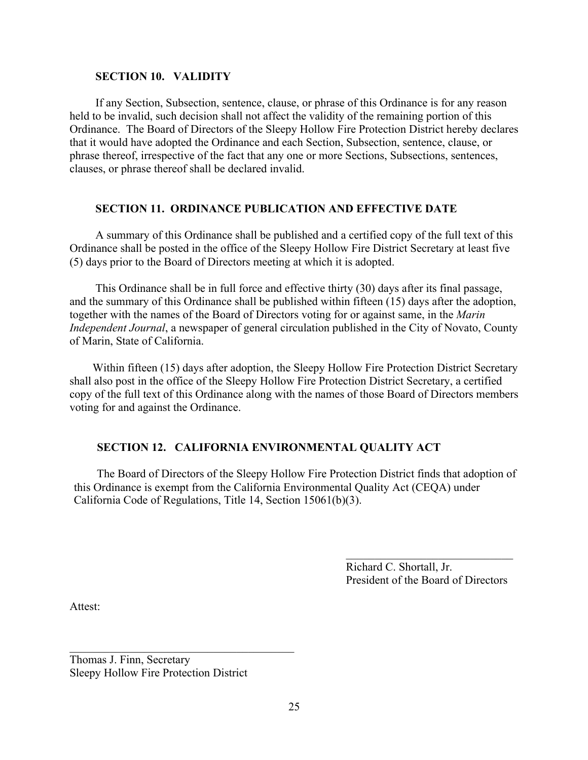### SECTION 10. VALIDITY

If any Section, Subsection, sentence, clause, or phrase of this Ordinance is for any reason held to be invalid, such decision shall not affect the validity of the remaining portion of this Ordinance. The Board of Directors of the Sleepy Hollow Fire Protection District hereby declares that it would have adopted the Ordinance and each Section, Subsection, sentence, clause, or phrase thereof, irrespective of the fact that any one or more Sections, Subsections, sentences, clauses, or phrase thereof shall be declared invalid.

### SECTION 11. ORDINANCE PUBLICATION AND EFFECTIVE DATE

A summary of this Ordinance shall be published and a certified copy of the full text of this Ordinance shall be posted in the office of the Sleepy Hollow Fire District Secretary at least five (5) days prior to the Board of Directors meeting at which it is adopted.

This Ordinance shall be in full force and effective thirty (30) days after its final passage, and the summary of this Ordinance shall be published within fifteen (15) days after the adoption, together with the names of the Board of Directors voting for or against same, in the *Marin Independent Journal*, a newspaper of general circulation published in the City of Novato, County of Marin, State of California.

Within fifteen (15) days after adoption, the Sleepy Hollow Fire Protection District Secretary shall also post in the office of the Sleepy Hollow Fire Protection District Secretary, a certified copy of the full text of this Ordinance along with the names of those Board of Directors members voting for and against the Ordinance.

### SECTION 12. CALIFORNIA ENVIRONMENTAL QUALITY ACT

The Board of Directors of the Sleepy Hollow Fire Protection District finds that adoption of this Ordinance is exempt from the California Environmental Quality Act (CEQA) under California Code of Regulations, Title 14, Section 15061(b)(3).

_____________________________
Richard C. Shortall, Jr.
President of the Board of Directors

Attest:

_____________________________
Thomas J. Finn, Secretary
Sleepy Hollow Fire Protection District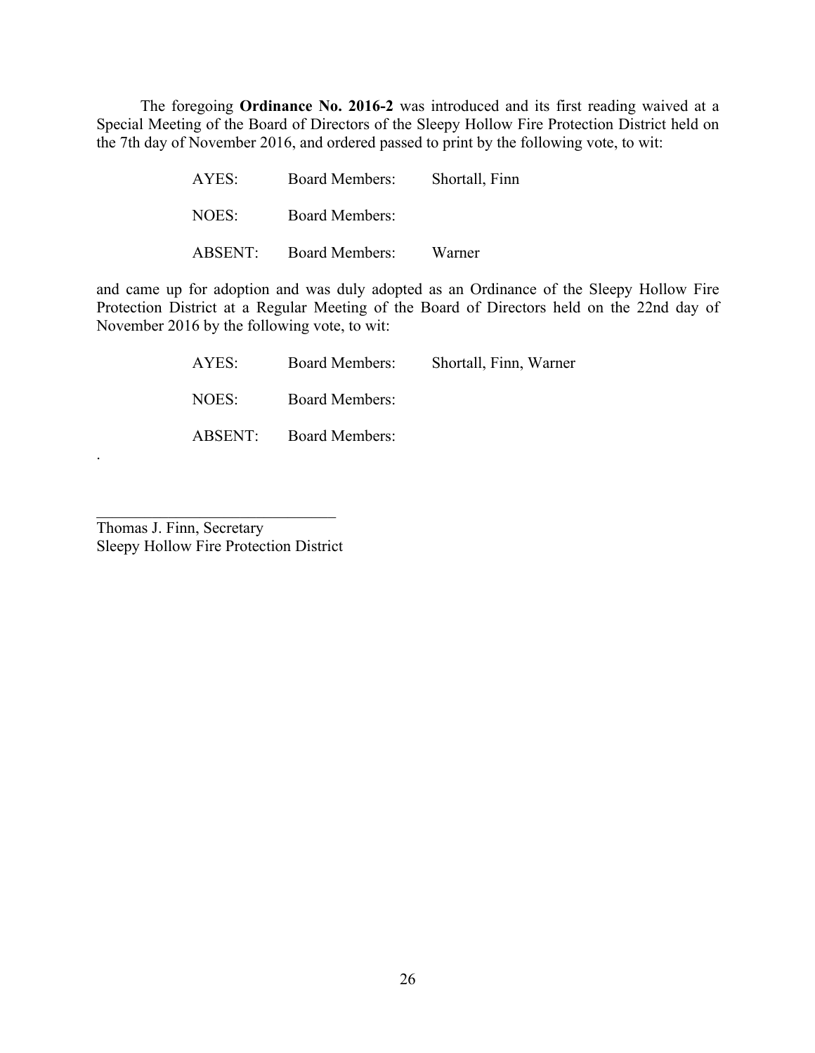The foregoing **Ordinance No. 2016-2** was introduced and its first reading waived at a Special Meeting of the Board of Directors of the Sleepy Hollow Fire Protection District held on the 7th day of November 2016, and ordered passed to print by the following vote, to wit:

| | | |
|---|---|---|
| AYES: | Board Members: | Shortall, Finn |
| NOES: | Board Members: | |
| ABSENT: | Board Members: | Warner |

and came up for adoption and was duly adopted as an Ordinance of the Sleepy Hollow Fire Protection District at a Regular Meeting of the Board of Directors held on the 22nd day of November 2016 by the following vote, to wit:

| | | |
|---|---|---|
| AYES: | Board Members: | Shortall, Finn, Warner |
| NOES: | Board Members: | |
| ABSENT: | Board Members: | |

.

\_\_\_\_\_\_\_\_\_\_\_\_\_\_\_\_\_\_\_\_\_\_\_\_\_\_\_\_\_\_

Thomas J. Finn, Secretary
Sleepy Hollow Fire Protection District